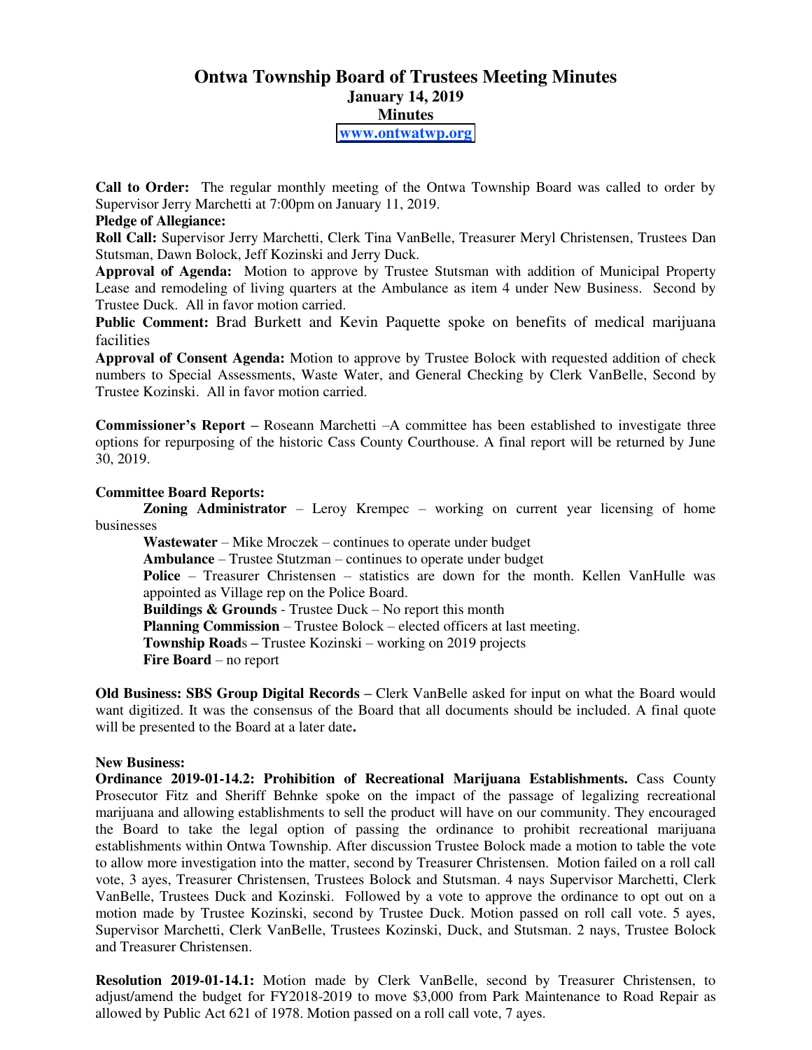# Ontwa Township Board of Trustees Meeting Minutes

**January 14, 2019**

**Minutes**

**www.ontwatwp.org**

**Call to Order:** The regular monthly meeting of the Ontwa Township Board was called to order by Supervisor Jerry Marchetti at 7:00pm on January 11, 2019.

**Pledge of Allegiance:**

**Roll Call:** Supervisor Jerry Marchetti, Clerk Tina VanBelle, Treasurer Meryl Christensen, Trustees Dan Stutsman, Dawn Bolock, Jeff Kozinski and Jerry Duck.

**Approval of Agenda:** Motion to approve by Trustee Stutsman with addition of Municipal Property Lease and remodeling of living quarters at the Ambulance as item 4 under New Business. Second by Trustee Duck. All in favor motion carried.

**Public Comment:** Brad Burkett and Kevin Paquette spoke on benefits of medical marijuana facilities

**Approval of Consent Agenda:** Motion to approve by Trustee Bolock with requested addition of check numbers to Special Assessments, Waste Water, and General Checking by Clerk VanBelle, Second by Trustee Kozinski. All in favor motion carried.

**Commissioner's Report –** Roseann Marchetti –A committee has been established to investigate three options for repurposing of the historic Cass County Courthouse. A final report will be returned by June 30, 2019.

**Committee Board Reports:**

**Zoning Administrator** – Leroy Krempec – working on current year licensing of home businesses

**Wastewater** – Mike Mroczek – continues to operate under budget

**Ambulance** – Trustee Stutzman – continues to operate under budget

**Police** – Treasurer Christensen – statistics are down for the month. Kellen VanHulle was appointed as Village rep on the Police Board.

**Buildings & Grounds** - Trustee Duck – No report this month

**Planning Commission** – Trustee Bolock – elected officers at last meeting.

**Township Road**s **–** Trustee Kozinski – working on 2019 projects

**Fire Board** – no report

**Old Business: SBS Group Digital Records –** Clerk VanBelle asked for input on what the Board would want digitized. It was the consensus of the Board that all documents should be included. A final quote will be presented to the Board at a later date**.**

**New Business:**

**Ordinance 2019-01-14.2: Prohibition of Recreational Marijuana Establishments.** Cass County Prosecutor Fitz and Sheriff Behnke spoke on the impact of the passage of legalizing recreational marijuana and allowing establishments to sell the product will have on our community. They encouraged the Board to take the legal option of passing the ordinance to prohibit recreational marijuana establishments within Ontwa Township. After discussion Trustee Bolock made a motion to table the vote to allow more investigation into the matter, second by Treasurer Christensen. Motion failed on a roll call vote, 3 ayes, Treasurer Christensen, Trustees Bolock and Stutsman. 4 nays Supervisor Marchetti, Clerk VanBelle, Trustees Duck and Kozinski. Followed by a vote to approve the ordinance to opt out on a motion made by Trustee Kozinski, second by Trustee Duck. Motion passed on roll call vote. 5 ayes, Supervisor Marchetti, Clerk VanBelle, Trustees Kozinski, Duck, and Stutsman. 2 nays, Trustee Bolock and Treasurer Christensen.

**Resolution 2019-01-14.1:** Motion made by Clerk VanBelle, second by Treasurer Christensen, to adjust/amend the budget for FY2018-2019 to move $3,000 from Park Maintenance to Road Repair as allowed by Public Act 621 of 1978. Motion passed on a roll call vote, 7 ayes.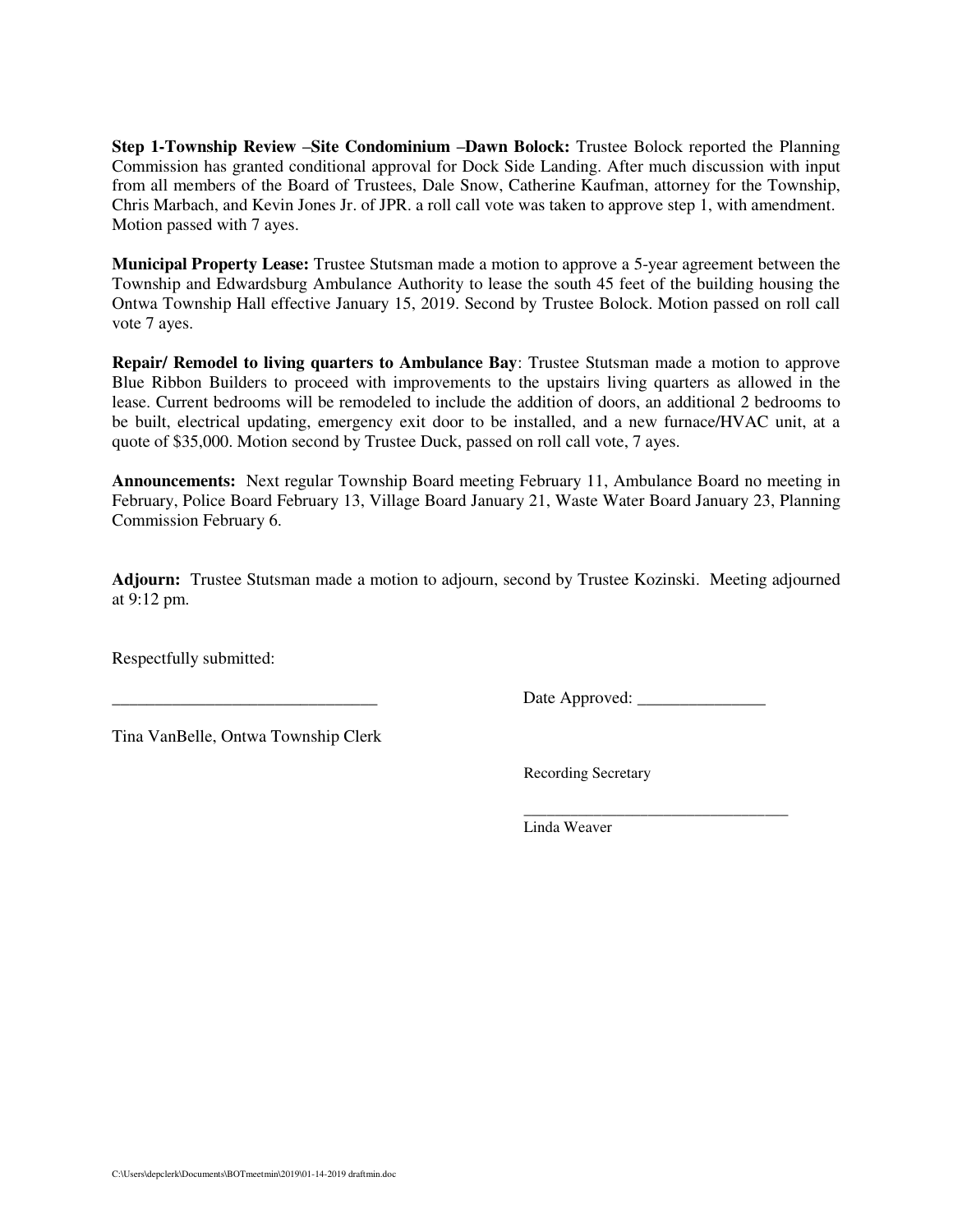**Step 1-Township Review –Site Condominium –Dawn Bolock:** Trustee Bolock reported the Planning Commission has granted conditional approval for Dock Side Landing. After much discussion with input from all members of the Board of Trustees, Dale Snow, Catherine Kaufman, attorney for the Township, Chris Marbach, and Kevin Jones Jr. of JPR. a roll call vote was taken to approve step 1, with amendment. Motion passed with 7 ayes.

**Municipal Property Lease:** Trustee Stutsman made a motion to approve a 5-year agreement between the Township and Edwardsburg Ambulance Authority to lease the south 45 feet of the building housing the Ontwa Township Hall effective January 15, 2019. Second by Trustee Bolock. Motion passed on roll call vote 7 ayes.

**Repair/ Remodel to living quarters to Ambulance Bay**: Trustee Stutsman made a motion to approve Blue Ribbon Builders to proceed with improvements to the upstairs living quarters as allowed in the lease. Current bedrooms will be remodeled to include the addition of doors, an additional 2 bedrooms to be built, electrical updating, emergency exit door to be installed, and a new furnace/HVAC unit, at a quote of $35,000. Motion second by Trustee Duck, passed on roll call vote, 7 ayes.

**Announcements:** Next regular Township Board meeting February 11, Ambulance Board no meeting in February, Police Board February 13, Village Board January 21, Waste Water Board January 23, Planning Commission February 6.

**Adjourn:** Trustee Stutsman made a motion to adjourn, second by Trustee Kozinski. Meeting adjourned at 9:12 pm.

Respectfully submitted:

_______________________________ Date Approved: _______________

Tina VanBelle, Ontwa Township Clerk

Recording Secretary

________________________________

Linda Weaver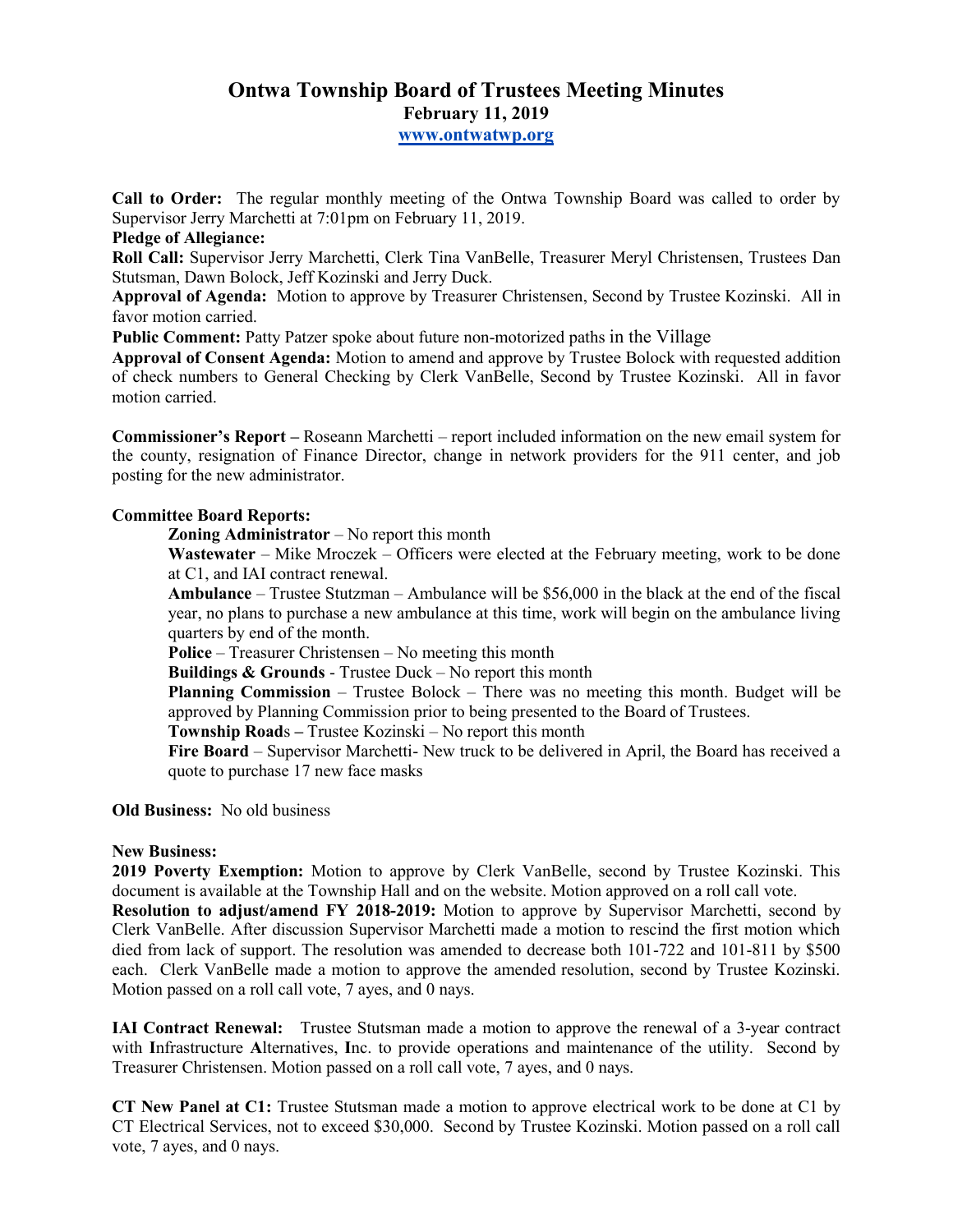# Ontwa Township Board of Trustees Meeting Minutes

## February 11, 2019

### www.ontwatwp.org

**Call to Order:** The regular monthly meeting of the Ontwa Township Board was called to order by Supervisor Jerry Marchetti at 7:01pm on February 11, 2019.

**Pledge of Allegiance:**

**Roll Call:** Supervisor Jerry Marchetti, Clerk Tina VanBelle, Treasurer Meryl Christensen, Trustees Dan Stutsman, Dawn Bolock, Jeff Kozinski and Jerry Duck.

**Approval of Agenda:** Motion to approve by Treasurer Christensen, Second by Trustee Kozinski. All in favor motion carried.

**Public Comment:** Patty Patzer spoke about future non-motorized paths in the Village

**Approval of Consent Agenda:** Motion to amend and approve by Trustee Bolock with requested addition of check numbers to General Checking by Clerk VanBelle, Second by Trustee Kozinski. All in favor motion carried.

**Commissioner's Report –** Roseann Marchetti – report included information on the new email system for the county, resignation of Finance Director, change in network providers for the 911 center, and job posting for the new administrator.

**Committee Board Reports:**

- **Zoning Administrator** – No report this month
- **Wastewater** – Mike Mroczek – Officers were elected at the February meeting, work to be done at C1, and IAI contract renewal.
- **Ambulance** – Trustee Stutzman – Ambulance will be $56,000 in the black at the end of the fiscal year, no plans to purchase a new ambulance at this time, work will begin on the ambulance living quarters by end of the month.
- **Police** – Treasurer Christensen – No meeting this month
- **Buildings & Grounds** - Trustee Duck – No report this month
- **Planning Commission** – Trustee Bolock – There was no meeting this month. Budget will be approved by Planning Commission prior to being presented to the Board of Trustees.
- **Township Road**s **–** Trustee Kozinski – No report this month
- **Fire Board** – Supervisor Marchetti- New truck to be delivered in April, the Board has received a quote to purchase 17 new face masks

**Old Business:** No old business

**New Business:**

**2019 Poverty Exemption:** Motion to approve by Clerk VanBelle, second by Trustee Kozinski. This document is available at the Township Hall and on the website. Motion approved on a roll call vote.

**Resolution to adjust/amend FY 2018-2019:** Motion to approve by Supervisor Marchetti, second by Clerk VanBelle. After discussion Supervisor Marchetti made a motion to rescind the first motion which died from lack of support. The resolution was amended to decrease both 101-722 and 101-811 by $500 each. Clerk VanBelle made a motion to approve the amended resolution, second by Trustee Kozinski. Motion passed on a roll call vote, 7 ayes, and 0 nays.

**IAI Contract Renewal:** Trustee Stutsman made a motion to approve the renewal of a 3-year contract with **I**nfrastructure **A**lternatives, **I**nc. to provide operations and maintenance of the utility. Second by Treasurer Christensen. Motion passed on a roll call vote, 7 ayes, and 0 nays.

**CT New Panel at C1:** Trustee Stutsman made a motion to approve electrical work to be done at C1 by CT Electrical Services, not to exceed $30,000. Second by Trustee Kozinski. Motion passed on a roll call vote, 7 ayes, and 0 nays.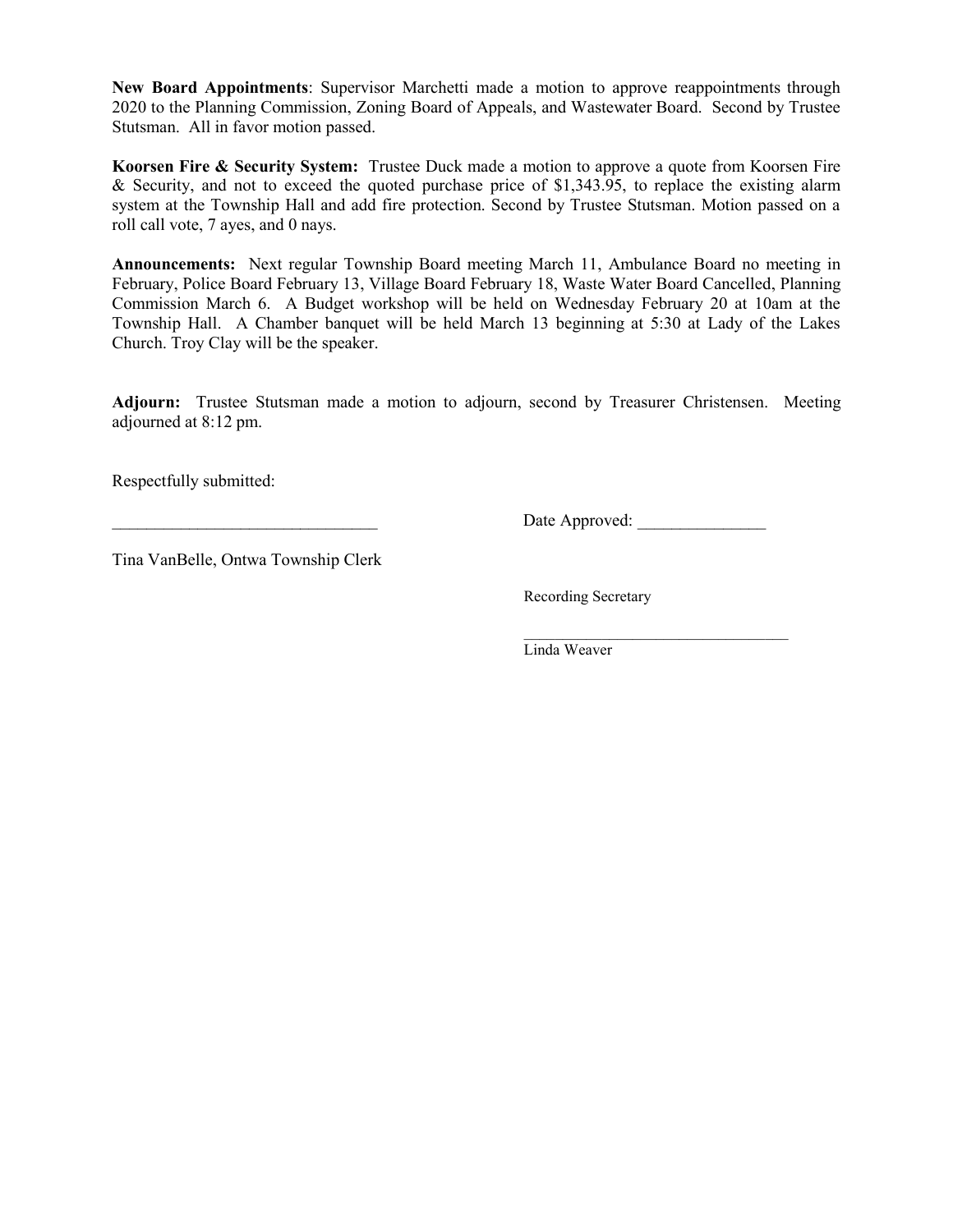**New Board Appointments**: Supervisor Marchetti made a motion to approve reappointments through 2020 to the Planning Commission, Zoning Board of Appeals, and Wastewater Board. Second by Trustee Stutsman. All in favor motion passed.

**Koorsen Fire & Security System:** Trustee Duck made a motion to approve a quote from Koorsen Fire & Security, and not to exceed the quoted purchase price of $1,343.95, to replace the existing alarm system at the Township Hall and add fire protection. Second by Trustee Stutsman. Motion passed on a roll call vote, 7 ayes, and 0 nays.

**Announcements:** Next regular Township Board meeting March 11, Ambulance Board no meeting in February, Police Board February 13, Village Board February 18, Waste Water Board Cancelled, Planning Commission March 6. A Budget workshop will be held on Wednesday February 20 at 10am at the Township Hall. A Chamber banquet will be held March 13 beginning at 5:30 at Lady of the Lakes Church. Troy Clay will be the speaker.

**Adjourn:** Trustee Stutsman made a motion to adjourn, second by Treasurer Christensen. Meeting adjourned at 8:12 pm.

Respectfully submitted:

_______________________________ Date Approved: _______________

Tina VanBelle, Ontwa Township Clerk

Recording Secretary

_________________________________

Linda Weaver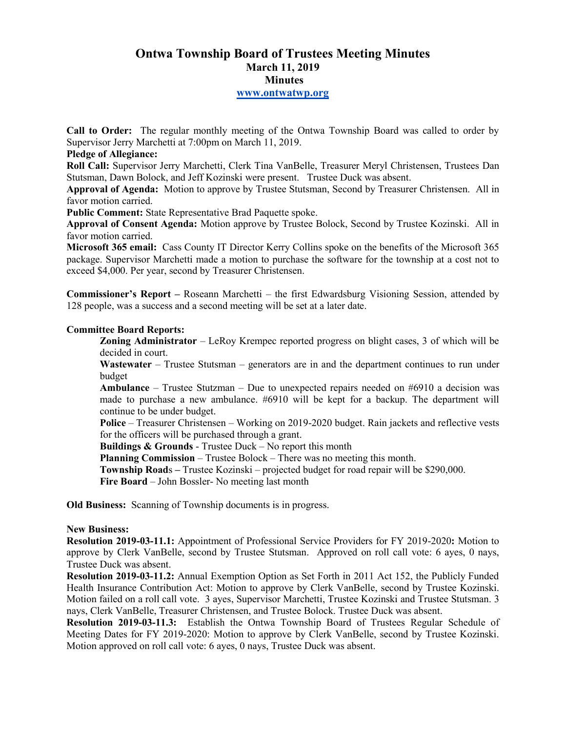# Ontwa Township Board of Trustees Meeting Minutes

## March 11, 2019

## Minutes

**www.ontwatwp.org**

**Call to Order:** The regular monthly meeting of the Ontwa Township Board was called to order by Supervisor Jerry Marchetti at 7:00pm on March 11, 2019.

**Pledge of Allegiance:**

**Roll Call:** Supervisor Jerry Marchetti, Clerk Tina VanBelle, Treasurer Meryl Christensen, Trustees Dan Stutsman, Dawn Bolock, and Jeff Kozinski were present. Trustee Duck was absent.

**Approval of Agenda:** Motion to approve by Trustee Stutsman, Second by Treasurer Christensen. All in favor motion carried.

**Public Comment:** State Representative Brad Paquette spoke.

**Approval of Consent Agenda:** Motion approve by Trustee Bolock, Second by Trustee Kozinski. All in favor motion carried.

**Microsoft 365 email:** Cass County IT Director Kerry Collins spoke on the benefits of the Microsoft 365 package. Supervisor Marchetti made a motion to purchase the software for the township at a cost not to exceed $4,000. Per year, second by Treasurer Christensen.

**Commissioner's Report –** Roseann Marchetti – the first Edwardsburg Visioning Session, attended by 128 people, was a success and a second meeting will be set at a later date.

**Committee Board Reports:**

**Zoning Administrator** – LeRoy Krempec reported progress on blight cases, 3 of which will be decided in court.

**Wastewater** – Trustee Stutsman – generators are in and the department continues to run under budget

**Ambulance** – Trustee Stutzman – Due to unexpected repairs needed on #6910 a decision was made to purchase a new ambulance. #6910 will be kept for a backup. The department will continue to be under budget.

**Police** – Treasurer Christensen – Working on 2019-2020 budget. Rain jackets and reflective vests for the officers will be purchased through a grant.

**Buildings & Grounds** - Trustee Duck – No report this month

**Planning Commission** – Trustee Bolock – There was no meeting this month.

**Township Road**s **–** Trustee Kozinski – projected budget for road repair will be $290,000.

**Fire Board** – John Bossler- No meeting last month

**Old Business:** Scanning of Township documents is in progress.

**New Business:**

**Resolution 2019-03-11.1:** Appointment of Professional Service Providers for FY 2019-2020**:** Motion to approve by Clerk VanBelle, second by Trustee Stutsman. Approved on roll call vote: 6 ayes, 0 nays, Trustee Duck was absent.

**Resolution 2019-03-11.2:** Annual Exemption Option as Set Forth in 2011 Act 152, the Publicly Funded Health Insurance Contribution Act: Motion to approve by Clerk VanBelle, second by Trustee Kozinski. Motion failed on a roll call vote. 3 ayes, Supervisor Marchetti, Trustee Kozinski and Trustee Stutsman. 3 nays, Clerk VanBelle, Treasurer Christensen, and Trustee Bolock. Trustee Duck was absent.

**Resolution 2019-03-11.3:** Establish the Ontwa Township Board of Trustees Regular Schedule of Meeting Dates for FY 2019-2020: Motion to approve by Clerk VanBelle, second by Trustee Kozinski. Motion approved on roll call vote: 6 ayes, 0 nays, Trustee Duck was absent.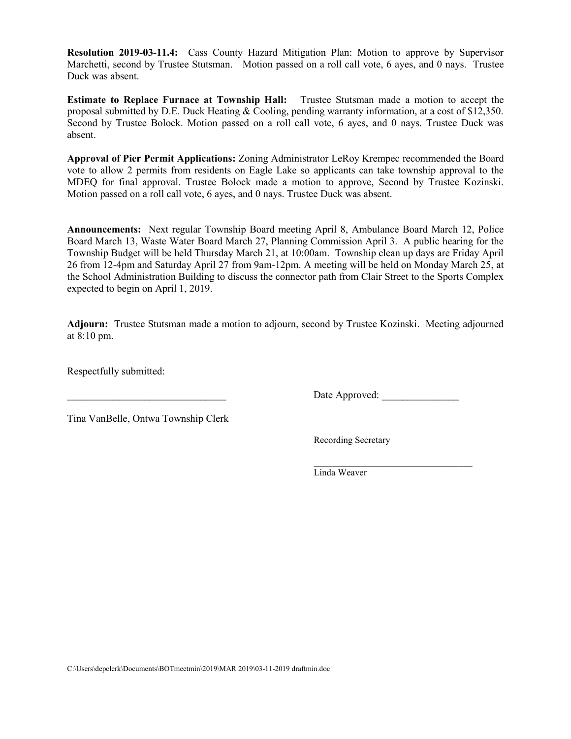**Resolution 2019-03-11.4:** Cass County Hazard Mitigation Plan: Motion to approve by Supervisor Marchetti, second by Trustee Stutsman. Motion passed on a roll call vote, 6 ayes, and 0 nays. Trustee Duck was absent.

**Estimate to Replace Furnace at Township Hall:** Trustee Stutsman made a motion to accept the proposal submitted by D.E. Duck Heating & Cooling, pending warranty information, at a cost of $12,350. Second by Trustee Bolock. Motion passed on a roll call vote, 6 ayes, and 0 nays. Trustee Duck was absent.

**Approval of Pier Permit Applications:** Zoning Administrator LeRoy Krempec recommended the Board vote to allow 2 permits from residents on Eagle Lake so applicants can take township approval to the MDEQ for final approval. Trustee Bolock made a motion to approve, Second by Trustee Kozinski. Motion passed on a roll call vote, 6 ayes, and 0 nays. Trustee Duck was absent.

**Announcements:** Next regular Township Board meeting April 8, Ambulance Board March 12, Police Board March 13, Waste Water Board March 27, Planning Commission April 3. A public hearing for the Township Budget will be held Thursday March 21, at 10:00am. Township clean up days are Friday April 26 from 12-4pm and Saturday April 27 from 9am-12pm. A meeting will be held on Monday March 25, at the School Administration Building to discuss the connector path from Clair Street to the Sports Complex expected to begin on April 1, 2019.

**Adjourn:** Trustee Stutsman made a motion to adjourn, second by Trustee Kozinski. Meeting adjourned at 8:10 pm.

Respectfully submitted:

_______________________________ Date Approved: _______________

Tina VanBelle, Ontwa Township Clerk

Recording Secretary

_________________________________

Linda Weaver

C:\Users\depclerk\Documents\BOTmeetmin\2019\MAR 2019\03-11-2019 draftmin.doc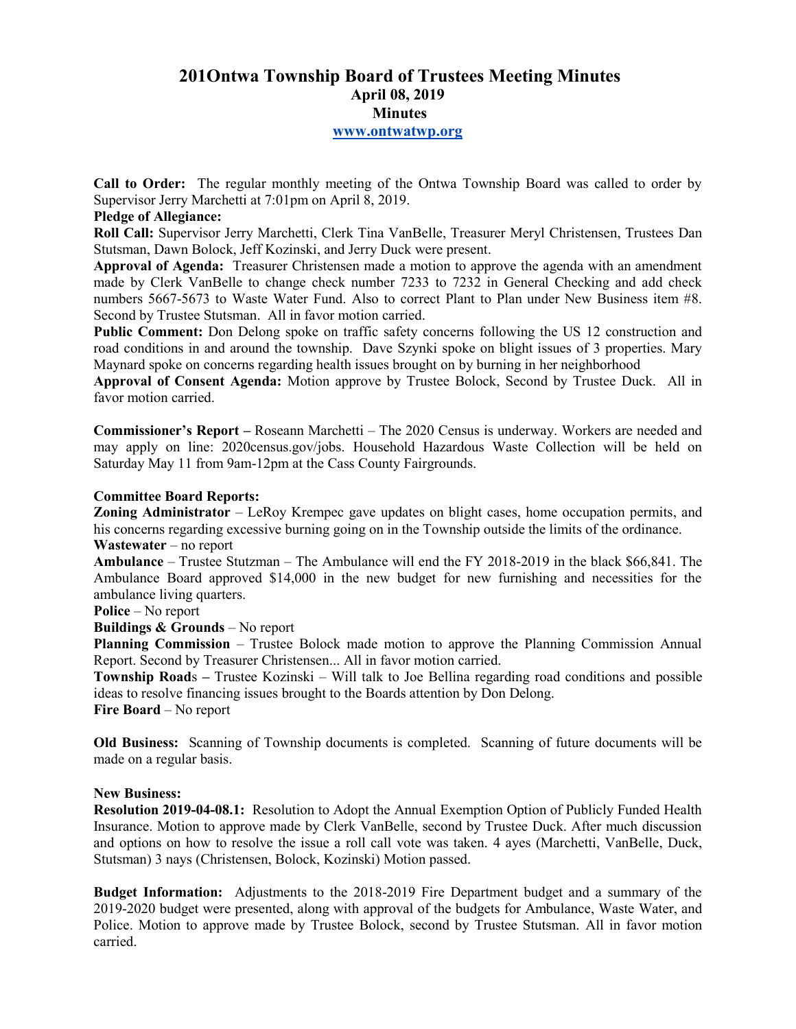# 201Ontwa Township Board of Trustees Meeting Minutes
## April 08, 2019
## Minutes
### www.ontwatwp.org

**Call to Order:** The regular monthly meeting of the Ontwa Township Board was called to order by Supervisor Jerry Marchetti at 7:01pm on April 8, 2019.

**Pledge of Allegiance:**

**Roll Call:** Supervisor Jerry Marchetti, Clerk Tina VanBelle, Treasurer Meryl Christensen, Trustees Dan Stutsman, Dawn Bolock, Jeff Kozinski, and Jerry Duck were present.

**Approval of Agenda:** Treasurer Christensen made a motion to approve the agenda with an amendment made by Clerk VanBelle to change check number 7233 to 7232 in General Checking and add check numbers 5667-5673 to Waste Water Fund. Also to correct Plant to Plan under New Business item #8. Second by Trustee Stutsman. All in favor motion carried.

**Public Comment:** Don Delong spoke on traffic safety concerns following the US 12 construction and road conditions in and around the township. Dave Szynki spoke on blight issues of 3 properties. Mary Maynard spoke on concerns regarding health issues brought on by burning in her neighborhood

**Approval of Consent Agenda:** Motion approve by Trustee Bolock, Second by Trustee Duck. All in favor motion carried.

**Commissioner's Report –** Roseann Marchetti – The 2020 Census is underway. Workers are needed and may apply on line: 2020census.gov/jobs. Household Hazardous Waste Collection will be held on Saturday May 11 from 9am-12pm at the Cass County Fairgrounds.

**Committee Board Reports:**

**Zoning Administrator** – LeRoy Krempec gave updates on blight cases, home occupation permits, and his concerns regarding excessive burning going on in the Township outside the limits of the ordinance.

**Wastewater** – no report

**Ambulance** – Trustee Stutzman – The Ambulance will end the FY 2018-2019 in the black $66,841. The Ambulance Board approved $14,000 in the new budget for new furnishing and necessities for the ambulance living quarters.

**Police** – No report

**Buildings & Grounds** – No report

**Planning Commission** – Trustee Bolock made motion to approve the Planning Commission Annual Report. Second by Treasurer Christensen... All in favor motion carried.

**Township Road**s **–** Trustee Kozinski – Will talk to Joe Bellina regarding road conditions and possible ideas to resolve financing issues brought to the Boards attention by Don Delong.

**Fire Board** – No report

**Old Business:** Scanning of Township documents is completed. Scanning of future documents will be made on a regular basis.

**New Business:**

**Resolution 2019-04-08.1:** Resolution to Adopt the Annual Exemption Option of Publicly Funded Health Insurance. Motion to approve made by Clerk VanBelle, second by Trustee Duck. After much discussion and options on how to resolve the issue a roll call vote was taken. 4 ayes (Marchetti, VanBelle, Duck, Stutsman) 3 nays (Christensen, Bolock, Kozinski) Motion passed.

**Budget Information:** Adjustments to the 2018-2019 Fire Department budget and a summary of the 2019-2020 budget were presented, along with approval of the budgets for Ambulance, Waste Water, and Police. Motion to approve made by Trustee Bolock, second by Trustee Stutsman. All in favor motion carried.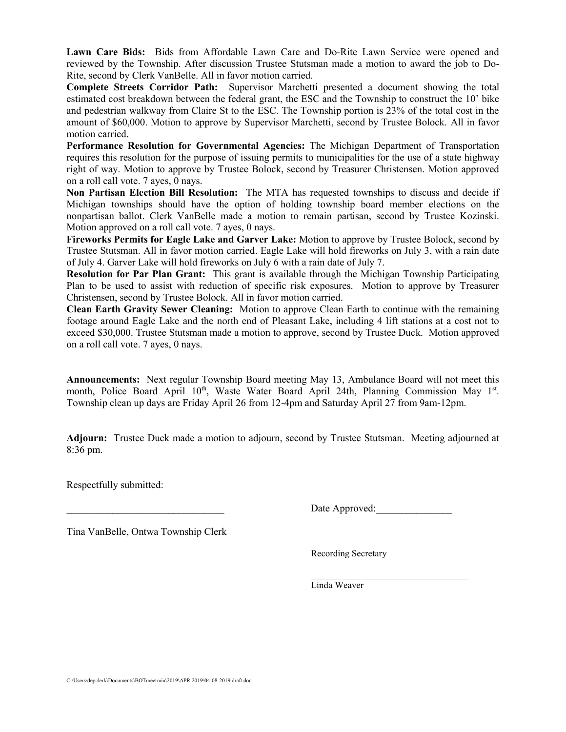**Lawn Care Bids:** Bids from Affordable Lawn Care and Do-Rite Lawn Service were opened and reviewed by the Township. After discussion Trustee Stutsman made a motion to award the job to Do-Rite, second by Clerk VanBelle. All in favor motion carried.

**Complete Streets Corridor Path:** Supervisor Marchetti presented a document showing the total estimated cost breakdown between the federal grant, the ESC and the Township to construct the 10' bike and pedestrian walkway from Claire St to the ESC. The Township portion is 23% of the total cost in the amount of $60,000. Motion to approve by Supervisor Marchetti, second by Trustee Bolock. All in favor motion carried.

**Performance Resolution for Governmental Agencies:** The Michigan Department of Transportation requires this resolution for the purpose of issuing permits to municipalities for the use of a state highway right of way. Motion to approve by Trustee Bolock, second by Treasurer Christensen. Motion approved on a roll call vote. 7 ayes, 0 nays.

**Non Partisan Election Bill Resolution:** The MTA has requested townships to discuss and decide if Michigan townships should have the option of holding township board member elections on the nonpartisan ballot. Clerk VanBelle made a motion to remain partisan, second by Trustee Kozinski. Motion approved on a roll call vote. 7 ayes, 0 nays.

**Fireworks Permits for Eagle Lake and Garver Lake:** Motion to approve by Trustee Bolock, second by Trustee Stutsman. All in favor motion carried. Eagle Lake will hold fireworks on July 3, with a rain date of July 4. Garver Lake will hold fireworks on July 6 with a rain date of July 7.

**Resolution for Par Plan Grant:** This grant is available through the Michigan Township Participating Plan to be used to assist with reduction of specific risk exposures. Motion to approve by Treasurer Christensen, second by Trustee Bolock. All in favor motion carried.

**Clean Earth Gravity Sewer Cleaning:** Motion to approve Clean Earth to continue with the remaining footage around Eagle Lake and the north end of Pleasant Lake, including 4 lift stations at a cost not to exceed $30,000. Trustee Stutsman made a motion to approve, second by Trustee Duck. Motion approved on a roll call vote. 7 ayes, 0 nays.

**Announcements:** Next regular Township Board meeting May 13, Ambulance Board will not meet this month, Police Board April 10th, Waste Water Board April 24th, Planning Commission May 1st. Township clean up days are Friday April 26 from 12-4pm and Saturday April 27 from 9am-12pm.

**Adjourn:** Trustee Duck made a motion to adjourn, second by Trustee Stutsman. Meeting adjourned at 8:36 pm.

Respectfully submitted:

_______________________________ Date Approved:_______________

Tina VanBelle, Ontwa Township Clerk

Recording Secretary

_________________________________
Linda Weaver

C:\Users\depclerk\Documents\BOTmeetmin\2019\APR 2019\04-08-2019 draft.doc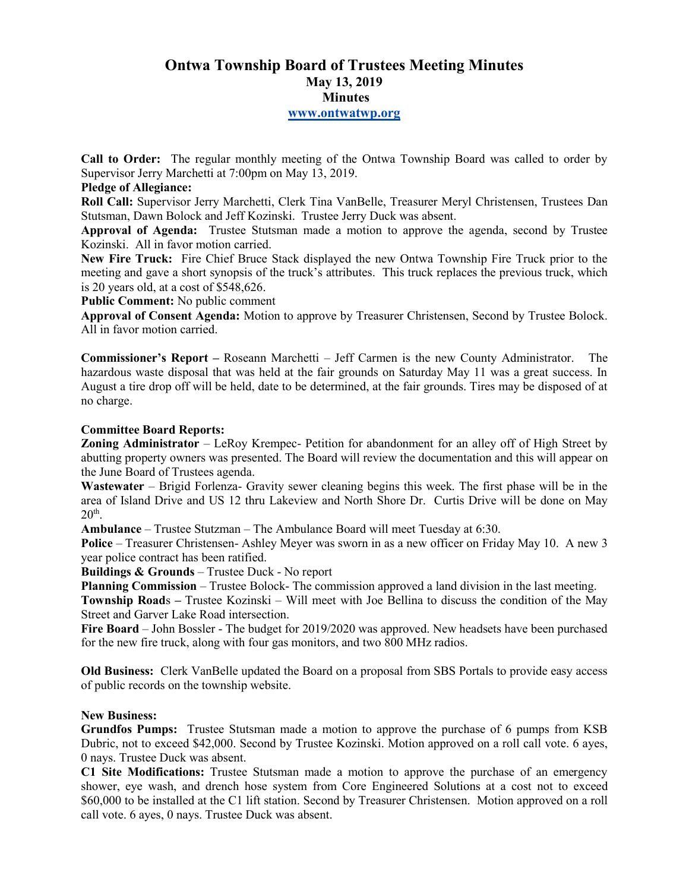# Ontwa Township Board of Trustees Meeting Minutes
## May 13, 2019
## Minutes
### www.ontwatwp.org

**Call to Order:** The regular monthly meeting of the Ontwa Township Board was called to order by Supervisor Jerry Marchetti at 7:00pm on May 13, 2019.

**Pledge of Allegiance:**

**Roll Call:** Supervisor Jerry Marchetti, Clerk Tina VanBelle, Treasurer Meryl Christensen, Trustees Dan Stutsman, Dawn Bolock and Jeff Kozinski. Trustee Jerry Duck was absent.

**Approval of Agenda:** Trustee Stutsman made a motion to approve the agenda, second by Trustee Kozinski. All in favor motion carried.

**New Fire Truck:** Fire Chief Bruce Stack displayed the new Ontwa Township Fire Truck prior to the meeting and gave a short synopsis of the truck's attributes. This truck replaces the previous truck, which is 20 years old, at a cost of $548,626.

**Public Comment:** No public comment

**Approval of Consent Agenda:** Motion to approve by Treasurer Christensen, Second by Trustee Bolock. All in favor motion carried.

**Commissioner's Report –** Roseann Marchetti – Jeff Carmen is the new County Administrator. The hazardous waste disposal that was held at the fair grounds on Saturday May 11 was a great success. In August a tire drop off will be held, date to be determined, at the fair grounds. Tires may be disposed of at no charge.

**Committee Board Reports:**

**Zoning Administrator** – LeRoy Krempec- Petition for abandonment for an alley off of High Street by abutting property owners was presented. The Board will review the documentation and this will appear on the June Board of Trustees agenda.

**Wastewater** – Brigid Forlenza- Gravity sewer cleaning begins this week. The first phase will be in the area of Island Drive and US 12 thru Lakeview and North Shore Dr. Curtis Drive will be done on May 20th.

**Ambulance** – Trustee Stutzman – The Ambulance Board will meet Tuesday at 6:30.

**Police** – Treasurer Christensen- Ashley Meyer was sworn in as a new officer on Friday May 10. A new 3 year police contract has been ratified.

**Buildings & Grounds** – Trustee Duck - No report

**Planning Commission** – Trustee Bolock- The commission approved a land division in the last meeting.

**Township Roads –** Trustee Kozinski – Will meet with Joe Bellina to discuss the condition of the May Street and Garver Lake Road intersection.

**Fire Board** – John Bossler - The budget for 2019/2020 was approved. New headsets have been purchased for the new fire truck, along with four gas monitors, and two 800 MHz radios.

**Old Business:** Clerk VanBelle updated the Board on a proposal from SBS Portals to provide easy access of public records on the township website.

**New Business:**

**Grundfos Pumps:** Trustee Stutsman made a motion to approve the purchase of 6 pumps from KSB Dubric, not to exceed $42,000. Second by Trustee Kozinski. Motion approved on a roll call vote. 6 ayes, 0 nays. Trustee Duck was absent.

**C1 Site Modifications:** Trustee Stutsman made a motion to approve the purchase of an emergency shower, eye wash, and drench hose system from Core Engineered Solutions at a cost not to exceed $60,000 to be installed at the C1 lift station. Second by Treasurer Christensen. Motion approved on a roll call vote. 6 ayes, 0 nays. Trustee Duck was absent.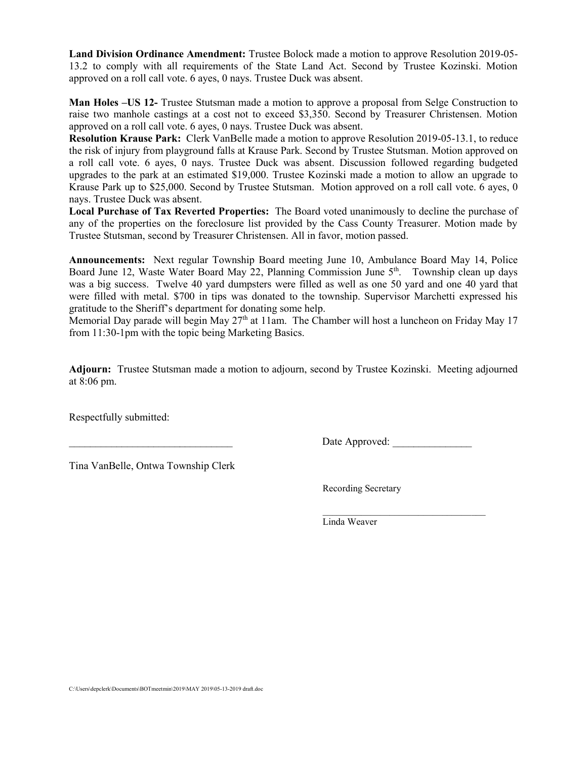**Land Division Ordinance Amendment:** Trustee Bolock made a motion to approve Resolution 2019-05-13.2 to comply with all requirements of the State Land Act. Second by Trustee Kozinski. Motion approved on a roll call vote. 6 ayes, 0 nays. Trustee Duck was absent.

**Man Holes –US 12-** Trustee Stutsman made a motion to approve a proposal from Selge Construction to raise two manhole castings at a cost not to exceed $3,350. Second by Treasurer Christensen. Motion approved on a roll call vote. 6 ayes, 0 nays. Trustee Duck was absent.

**Resolution Krause Park:** Clerk VanBelle made a motion to approve Resolution 2019-05-13.1, to reduce the risk of injury from playground falls at Krause Park. Second by Trustee Stutsman. Motion approved on a roll call vote. 6 ayes, 0 nays. Trustee Duck was absent. Discussion followed regarding budgeted upgrades to the park at an estimated $19,000. Trustee Kozinski made a motion to allow an upgrade to Krause Park up to $25,000. Second by Trustee Stutsman. Motion approved on a roll call vote. 6 ayes, 0 nays. Trustee Duck was absent.

**Local Purchase of Tax Reverted Properties:** The Board voted unanimously to decline the purchase of any of the properties on the foreclosure list provided by the Cass County Treasurer. Motion made by Trustee Stutsman, second by Treasurer Christensen. All in favor, motion passed.

**Announcements:** Next regular Township Board meeting June 10, Ambulance Board May 14, Police Board June 12, Waste Water Board May 22, Planning Commission June 5th. Township clean up days was a big success. Twelve 40 yard dumpsters were filled as well as one 50 yard and one 40 yard that were filled with metal. $700 in tips was donated to the township. Supervisor Marchetti expressed his gratitude to the Sheriff's department for donating some help.

Memorial Day parade will begin May 27th at 11am. The Chamber will host a luncheon on Friday May 17 from 11:30-1pm with the topic being Marketing Basics.

**Adjourn:** Trustee Stutsman made a motion to adjourn, second by Trustee Kozinski. Meeting adjourned at 8:06 pm.

Respectfully submitted:

_______________________________ Date Approved: _______________

Tina VanBelle, Ontwa Township Clerk

Recording Secretary

_________________________________

Linda Weaver

C:\Users\depclerk\Documents\BOTmeetmin\2019\MAY 2019\05-13-2019 draft.doc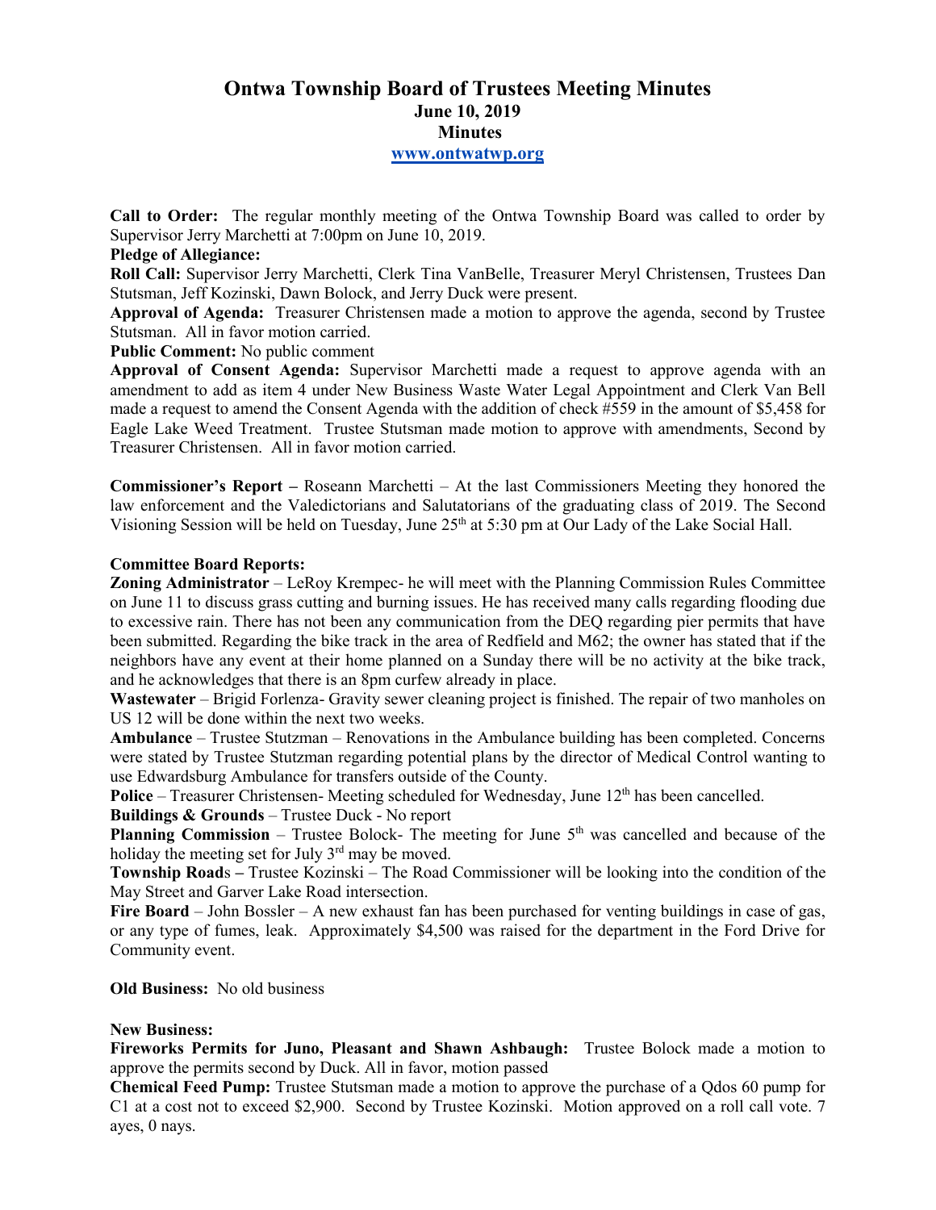# Ontwa Township Board of Trustees Meeting Minutes
## June 10, 2019
## Minutes
### www.ontwatwp.org

**Call to Order:** The regular monthly meeting of the Ontwa Township Board was called to order by Supervisor Jerry Marchetti at 7:00pm on June 10, 2019.

**Pledge of Allegiance:**

**Roll Call:** Supervisor Jerry Marchetti, Clerk Tina VanBelle, Treasurer Meryl Christensen, Trustees Dan Stutsman, Jeff Kozinski, Dawn Bolock, and Jerry Duck were present.

**Approval of Agenda:** Treasurer Christensen made a motion to approve the agenda, second by Trustee Stutsman. All in favor motion carried.

**Public Comment:** No public comment

**Approval of Consent Agenda:** Supervisor Marchetti made a request to approve agenda with an amendment to add as item 4 under New Business Waste Water Legal Appointment and Clerk Van Bell made a request to amend the Consent Agenda with the addition of check #559 in the amount of $5,458 for Eagle Lake Weed Treatment. Trustee Stutsman made motion to approve with amendments, Second by Treasurer Christensen. All in favor motion carried.

**Commissioner's Report –** Roseann Marchetti – At the last Commissioners Meeting they honored the law enforcement and the Valedictorians and Salutatorians of the graduating class of 2019. The Second Visioning Session will be held on Tuesday, June 25th at 5:30 pm at Our Lady of the Lake Social Hall.

**Committee Board Reports:**

**Zoning Administrator** – LeRoy Krempec- he will meet with the Planning Commission Rules Committee on June 11 to discuss grass cutting and burning issues. He has received many calls regarding flooding due to excessive rain. There has not been any communication from the DEQ regarding pier permits that have been submitted. Regarding the bike track in the area of Redfield and M62; the owner has stated that if the neighbors have any event at their home planned on a Sunday there will be no activity at the bike track, and he acknowledges that there is an 8pm curfew already in place.

**Wastewater** – Brigid Forlenza- Gravity sewer cleaning project is finished. The repair of two manholes on US 12 will be done within the next two weeks.

**Ambulance** – Trustee Stutzman – Renovations in the Ambulance building has been completed. Concerns were stated by Trustee Stutzman regarding potential plans by the director of Medical Control wanting to use Edwardsburg Ambulance for transfers outside of the County.

**Police** – Treasurer Christensen- Meeting scheduled for Wednesday, June 12th has been cancelled.

**Buildings & Grounds** – Trustee Duck - No report

**Planning Commission** – Trustee Bolock- The meeting for June 5th was cancelled and because of the holiday the meeting set for July 3rd may be moved.

**Township Roads –** Trustee Kozinski – The Road Commissioner will be looking into the condition of the May Street and Garver Lake Road intersection.

**Fire Board** – John Bossler – A new exhaust fan has been purchased for venting buildings in case of gas, or any type of fumes, leak. Approximately $4,500 was raised for the department in the Ford Drive for Community event.

**Old Business:** No old business

**New Business:**

**Fireworks Permits for Juno, Pleasant and Shawn Ashbaugh:** Trustee Bolock made a motion to approve the permits second by Duck. All in favor, motion passed

**Chemical Feed Pump:** Trustee Stutsman made a motion to approve the purchase of a Qdos 60 pump for C1 at a cost not to exceed $2,900. Second by Trustee Kozinski. Motion approved on a roll call vote. 7 ayes, 0 nays.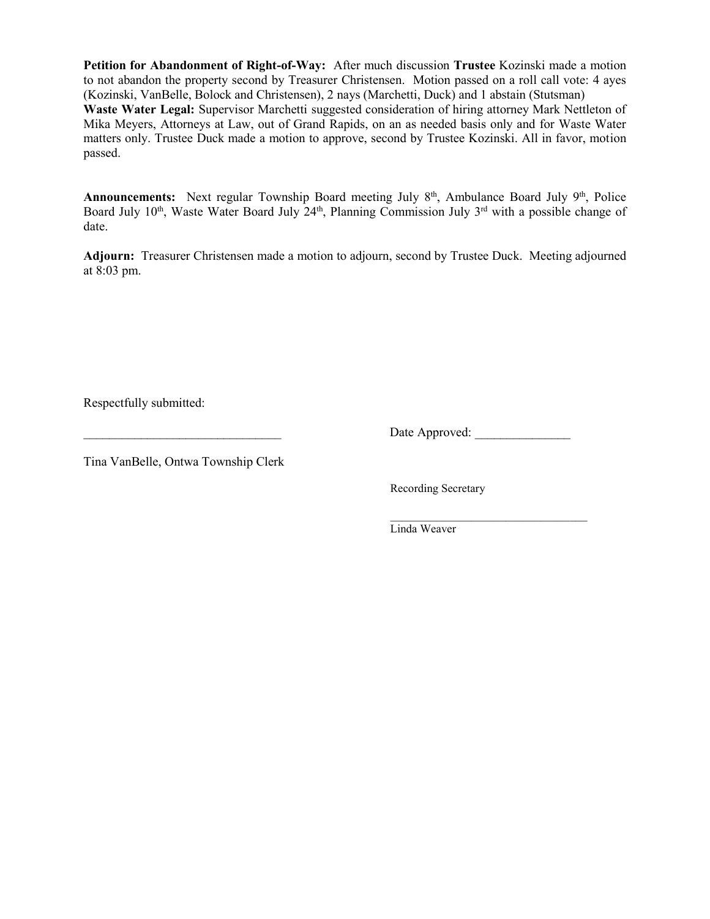**Petition for Abandonment of Right-of-Way:** After much discussion **Trustee** Kozinski made a motion to not abandon the property second by Treasurer Christensen. Motion passed on a roll call vote: 4 ayes (Kozinski, VanBelle, Bolock and Christensen), 2 nays (Marchetti, Duck) and 1 abstain (Stutsman)

**Waste Water Legal:** Supervisor Marchetti suggested consideration of hiring attorney Mark Nettleton of Mika Meyers, Attorneys at Law, out of Grand Rapids, on an as needed basis only and for Waste Water matters only. Trustee Duck made a motion to approve, second by Trustee Kozinski. All in favor, motion passed.

**Announcements:** Next regular Township Board meeting July 8th, Ambulance Board July 9th, Police Board July 10th, Waste Water Board July 24th, Planning Commission July 3rd with a possible change of date.

**Adjourn:** Treasurer Christensen made a motion to adjourn, second by Trustee Duck. Meeting adjourned at 8:03 pm.

Respectfully submitted:

_______________________________ Date Approved: _______________

Tina VanBelle, Ontwa Township Clerk

Recording Secretary

_______________________________

Linda Weaver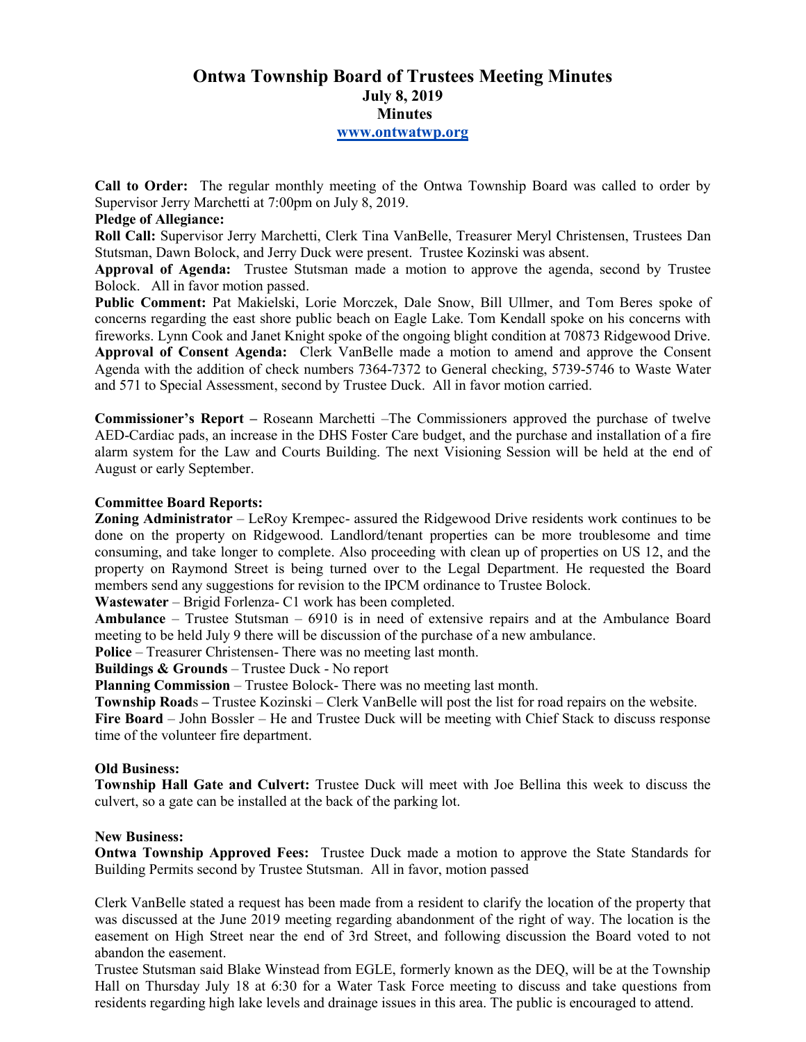# Ontwa Township Board of Trustees Meeting Minutes
## July 8, 2019
## Minutes
### www.ontwatwp.org

**Call to Order:** The regular monthly meeting of the Ontwa Township Board was called to order by Supervisor Jerry Marchetti at 7:00pm on July 8, 2019.

**Pledge of Allegiance:**

**Roll Call:** Supervisor Jerry Marchetti, Clerk Tina VanBelle, Treasurer Meryl Christensen, Trustees Dan Stutsman, Dawn Bolock, and Jerry Duck were present. Trustee Kozinski was absent.

**Approval of Agenda:** Trustee Stutsman made a motion to approve the agenda, second by Trustee Bolock. All in favor motion passed.

**Public Comment:** Pat Makielski, Lorie Morczek, Dale Snow, Bill Ullmer, and Tom Beres spoke of concerns regarding the east shore public beach on Eagle Lake. Tom Kendall spoke on his concerns with fireworks. Lynn Cook and Janet Knight spoke of the ongoing blight condition at 70873 Ridgewood Drive.

**Approval of Consent Agenda:** Clerk VanBelle made a motion to amend and approve the Consent Agenda with the addition of check numbers 7364-7372 to General checking, 5739-5746 to Waste Water and 571 to Special Assessment, second by Trustee Duck. All in favor motion carried.

**Commissioner's Report –** Roseann Marchetti –The Commissioners approved the purchase of twelve AED-Cardiac pads, an increase in the DHS Foster Care budget, and the purchase and installation of a fire alarm system for the Law and Courts Building. The next Visioning Session will be held at the end of August or early September.

**Committee Board Reports:**

**Zoning Administrator** – LeRoy Krempec- assured the Ridgewood Drive residents work continues to be done on the property on Ridgewood. Landlord/tenant properties can be more troublesome and time consuming, and take longer to complete. Also proceeding with clean up of properties on US 12, and the property on Raymond Street is being turned over to the Legal Department. He requested the Board members send any suggestions for revision to the IPCM ordinance to Trustee Bolock.

**Wastewater** – Brigid Forlenza- C1 work has been completed.

**Ambulance** – Trustee Stutsman – 6910 is in need of extensive repairs and at the Ambulance Board meeting to be held July 9 there will be discussion of the purchase of a new ambulance.

**Police** – Treasurer Christensen- There was no meeting last month.

**Buildings & Grounds** – Trustee Duck - No report

**Planning Commission** – Trustee Bolock- There was no meeting last month.

**Township Roads –** Trustee Kozinski – Clerk VanBelle will post the list for road repairs on the website.

**Fire Board** – John Bossler – He and Trustee Duck will be meeting with Chief Stack to discuss response time of the volunteer fire department.

**Old Business:**

**Township Hall Gate and Culvert:** Trustee Duck will meet with Joe Bellina this week to discuss the culvert, so a gate can be installed at the back of the parking lot.

**New Business:**

**Ontwa Township Approved Fees:** Trustee Duck made a motion to approve the State Standards for Building Permits second by Trustee Stutsman. All in favor, motion passed

Clerk VanBelle stated a request has been made from a resident to clarify the location of the property that was discussed at the June 2019 meeting regarding abandonment of the right of way. The location is the easement on High Street near the end of 3rd Street, and following discussion the Board voted to not abandon the easement.

Trustee Stutsman said Blake Winstead from EGLE, formerly known as the DEQ, will be at the Township Hall on Thursday July 18 at 6:30 for a Water Task Force meeting to discuss and take questions from residents regarding high lake levels and drainage issues in this area. The public is encouraged to attend.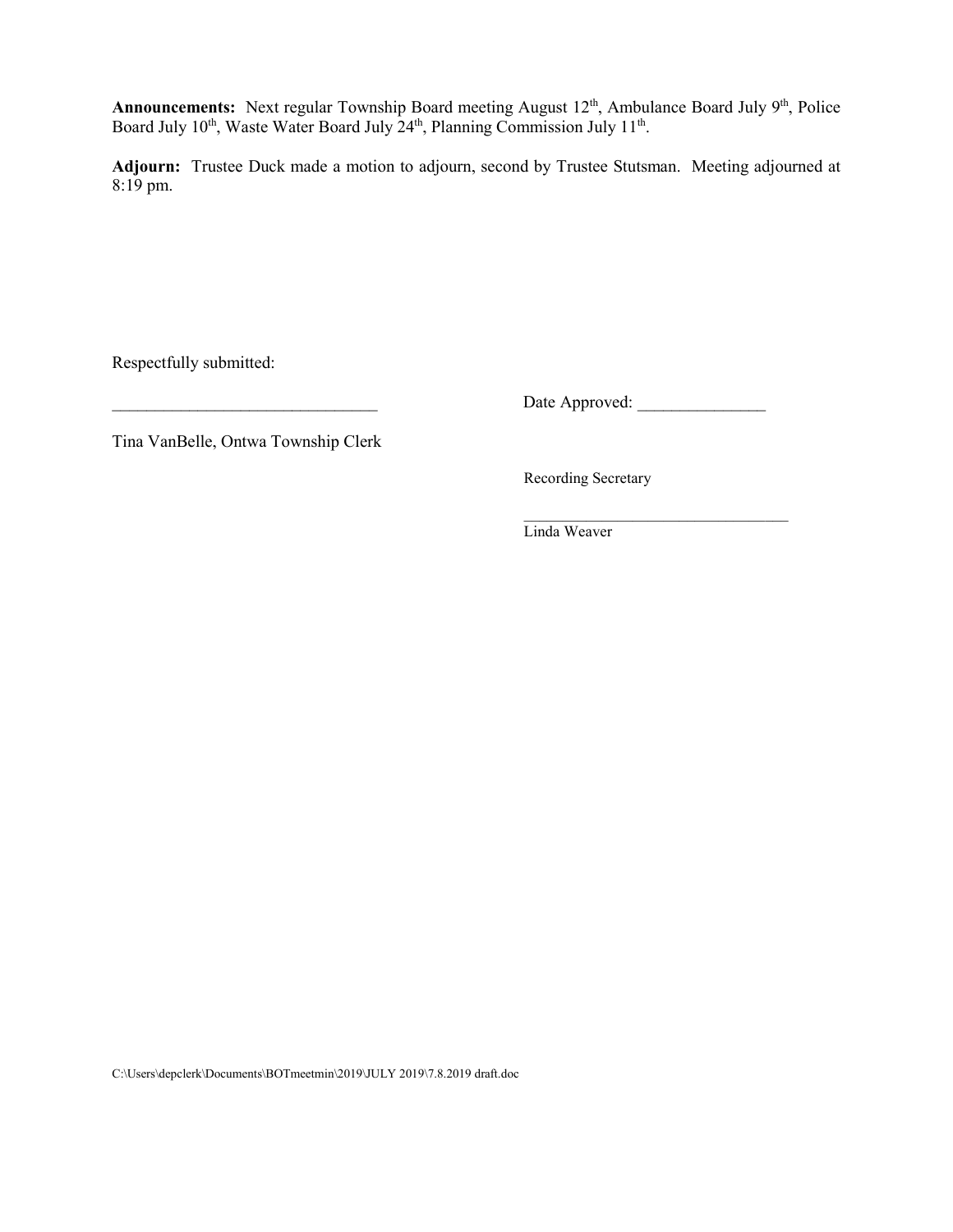**Announcements:** Next regular Township Board meeting August 12th, Ambulance Board July 9th, Police Board July 10th, Waste Water Board July 24th, Planning Commission July 11th.

**Adjourn:** Trustee Duck made a motion to adjourn, second by Trustee Stutsman. Meeting adjourned at 8:19 pm.

Respectfully submitted:

_______________________________ Date Approved: _______________

Tina VanBelle, Ontwa Township Clerk

Recording Secretary

_________________________________

Linda Weaver

C:\Users\depclerk\Documents\BOTmeetmin\2019\JULY 2019\7.8.2019 draft.doc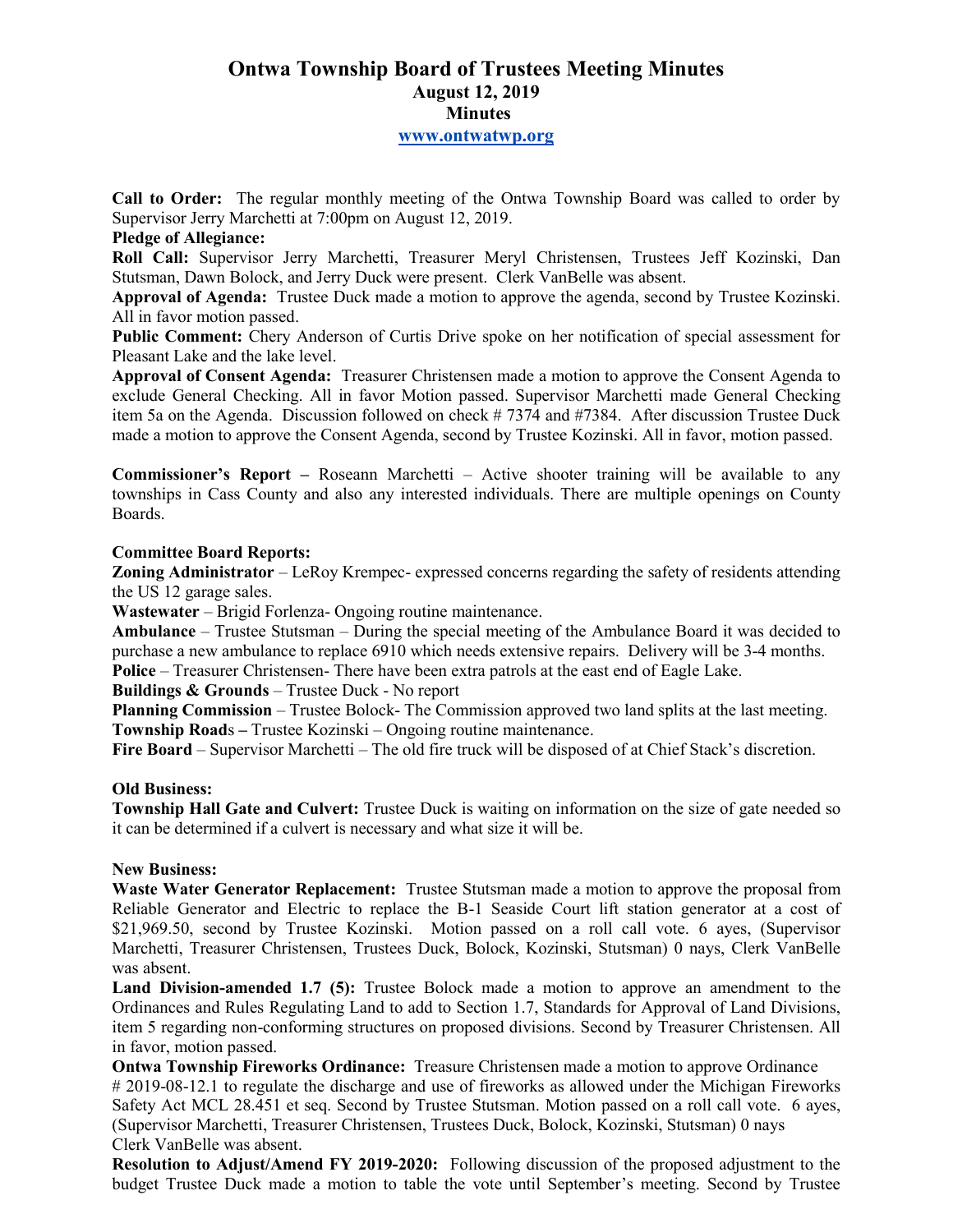# Ontwa Township Board of Trustees Meeting Minutes
## August 12, 2019
## Minutes
### www.ontwatwp.org

**Call to Order:** The regular monthly meeting of the Ontwa Township Board was called to order by Supervisor Jerry Marchetti at 7:00pm on August 12, 2019.

**Pledge of Allegiance:**

**Roll Call:** Supervisor Jerry Marchetti, Treasurer Meryl Christensen, Trustees Jeff Kozinski, Dan Stutsman, Dawn Bolock, and Jerry Duck were present. Clerk VanBelle was absent.

**Approval of Agenda:** Trustee Duck made a motion to approve the agenda, second by Trustee Kozinski. All in favor motion passed.

**Public Comment:** Chery Anderson of Curtis Drive spoke on her notification of special assessment for Pleasant Lake and the lake level.

**Approval of Consent Agenda:** Treasurer Christensen made a motion to approve the Consent Agenda to exclude General Checking. All in favor Motion passed. Supervisor Marchetti made General Checking item 5a on the Agenda. Discussion followed on check # 7374 and #7384. After discussion Trustee Duck made a motion to approve the Consent Agenda, second by Trustee Kozinski. All in favor, motion passed.

**Commissioner's Report –** Roseann Marchetti – Active shooter training will be available to any townships in Cass County and also any interested individuals. There are multiple openings on County Boards.

**Committee Board Reports:**

**Zoning Administrator** – LeRoy Krempec- expressed concerns regarding the safety of residents attending the US 12 garage sales.

**Wastewater** – Brigid Forlenza- Ongoing routine maintenance.

**Ambulance** – Trustee Stutsman – During the special meeting of the Ambulance Board it was decided to purchase a new ambulance to replace 6910 which needs extensive repairs. Delivery will be 3-4 months.

**Police** – Treasurer Christensen- There have been extra patrols at the east end of Eagle Lake.

**Buildings & Grounds** – Trustee Duck - No report

**Planning Commission** – Trustee Bolock- The Commission approved two land splits at the last meeting.

**Township Road**s – Trustee Kozinski – Ongoing routine maintenance.

**Fire Board** – Supervisor Marchetti – The old fire truck will be disposed of at Chief Stack's discretion.

**Old Business:**

**Township Hall Gate and Culvert:** Trustee Duck is waiting on information on the size of gate needed so it can be determined if a culvert is necessary and what size it will be.

**New Business:**

**Waste Water Generator Replacement:** Trustee Stutsman made a motion to approve the proposal from Reliable Generator and Electric to replace the B-1 Seaside Court lift station generator at a cost of $21,969.50, second by Trustee Kozinski. Motion passed on a roll call vote. 6 ayes, (Supervisor Marchetti, Treasurer Christensen, Trustees Duck, Bolock, Kozinski, Stutsman) 0 nays, Clerk VanBelle was absent.

**Land Division-amended 1.7 (5):** Trustee Bolock made a motion to approve an amendment to the Ordinances and Rules Regulating Land to add to Section 1.7, Standards for Approval of Land Divisions, item 5 regarding non-conforming structures on proposed divisions. Second by Treasurer Christensen. All in favor, motion passed.

**Ontwa Township Fireworks Ordinance:** Treasure Christensen made a motion to approve Ordinance # 2019-08-12.1 to regulate the discharge and use of fireworks as allowed under the Michigan Fireworks Safety Act MCL 28.451 et seq. Second by Trustee Stutsman. Motion passed on a roll call vote. 6 ayes, (Supervisor Marchetti, Treasurer Christensen, Trustees Duck, Bolock, Kozinski, Stutsman) 0 nays Clerk VanBelle was absent.

**Resolution to Adjust/Amend FY 2019-2020:** Following discussion of the proposed adjustment to the budget Trustee Duck made a motion to table the vote until September's meeting. Second by Trustee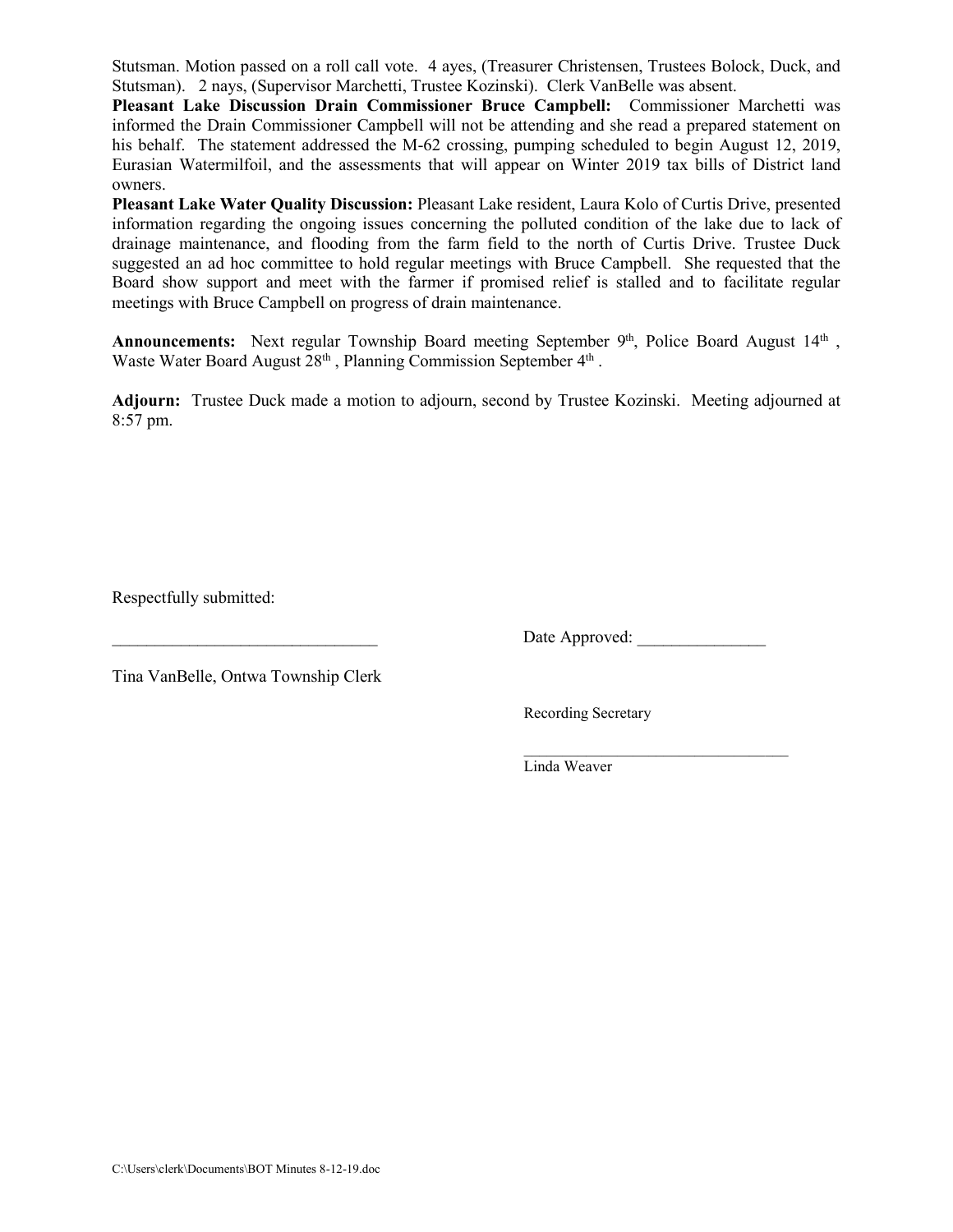Stutsman. Motion passed on a roll call vote. 4 ayes, (Treasurer Christensen, Trustees Bolock, Duck, and Stutsman). 2 nays, (Supervisor Marchetti, Trustee Kozinski). Clerk VanBelle was absent.

**Pleasant Lake Discussion Drain Commissioner Bruce Campbell:** Commissioner Marchetti was informed the Drain Commissioner Campbell will not be attending and she read a prepared statement on his behalf. The statement addressed the M-62 crossing, pumping scheduled to begin August 12, 2019, Eurasian Watermilfoil, and the assessments that will appear on Winter 2019 tax bills of District land owners.

**Pleasant Lake Water Quality Discussion:** Pleasant Lake resident, Laura Kolo of Curtis Drive, presented information regarding the ongoing issues concerning the polluted condition of the lake due to lack of drainage maintenance, and flooding from the farm field to the north of Curtis Drive. Trustee Duck suggested an ad hoc committee to hold regular meetings with Bruce Campbell. She requested that the Board show support and meet with the farmer if promised relief is stalled and to facilitate regular meetings with Bruce Campbell on progress of drain maintenance.

**Announcements:** Next regular Township Board meeting September 9th, Police Board August 14th, Waste Water Board August 28th, Planning Commission September 4th.

**Adjourn:** Trustee Duck made a motion to adjourn, second by Trustee Kozinski. Meeting adjourned at 8:57 pm.

Respectfully submitted:

_______________________________ Date Approved: _______________

Tina VanBelle, Ontwa Township Clerk

Recording Secretary

_________________________________

Linda Weaver

C:\Users\clerk\Documents\BOT Minutes 8-12-19.doc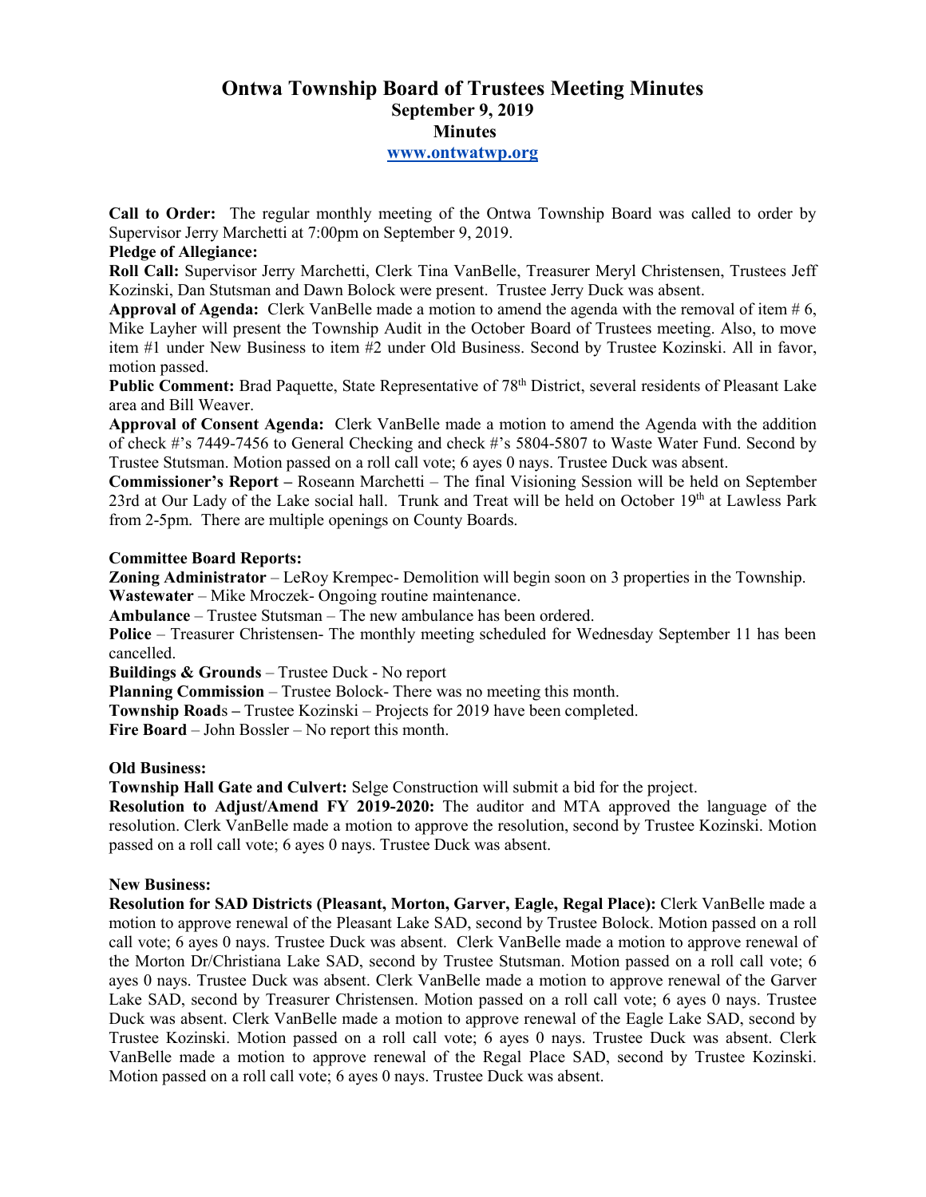# Ontwa Township Board of Trustees Meeting Minutes
## September 9, 2019
## Minutes
### www.ontwatwp.org

**Call to Order:** The regular monthly meeting of the Ontwa Township Board was called to order by Supervisor Jerry Marchetti at 7:00pm on September 9, 2019.

**Pledge of Allegiance:**

**Roll Call:** Supervisor Jerry Marchetti, Clerk Tina VanBelle, Treasurer Meryl Christensen, Trustees Jeff Kozinski, Dan Stutsman and Dawn Bolock were present. Trustee Jerry Duck was absent.

**Approval of Agenda:** Clerk VanBelle made a motion to amend the agenda with the removal of item # 6, Mike Layher will present the Township Audit in the October Board of Trustees meeting. Also, to move item #1 under New Business to item #2 under Old Business. Second by Trustee Kozinski. All in favor, motion passed.

**Public Comment:** Brad Paquette, State Representative of 78th District, several residents of Pleasant Lake area and Bill Weaver.

**Approval of Consent Agenda:** Clerk VanBelle made a motion to amend the Agenda with the addition of check #'s 7449-7456 to General Checking and check #'s 5804-5807 to Waste Water Fund. Second by Trustee Stutsman. Motion passed on a roll call vote; 6 ayes 0 nays. Trustee Duck was absent.

**Commissioner's Report –** Roseann Marchetti – The final Visioning Session will be held on September 23rd at Our Lady of the Lake social hall. Trunk and Treat will be held on October 19th at Lawless Park from 2-5pm. There are multiple openings on County Boards.

**Committee Board Reports:**

**Zoning Administrator** – LeRoy Krempec- Demolition will begin soon on 3 properties in the Township.

**Wastewater** – Mike Mroczek- Ongoing routine maintenance.

**Ambulance** – Trustee Stutsman – The new ambulance has been ordered.

**Police** – Treasurer Christensen- The monthly meeting scheduled for Wednesday September 11 has been cancelled.

**Buildings & Grounds** – Trustee Duck - No report

**Planning Commission** – Trustee Bolock- There was no meeting this month.

**Township Roads –** Trustee Kozinski – Projects for 2019 have been completed.

**Fire Board** – John Bossler – No report this month.

**Old Business:**

**Township Hall Gate and Culvert:** Selge Construction will submit a bid for the project.

**Resolution to Adjust/Amend FY 2019-2020:** The auditor and MTA approved the language of the resolution. Clerk VanBelle made a motion to approve the resolution, second by Trustee Kozinski. Motion passed on a roll call vote; 6 ayes 0 nays. Trustee Duck was absent.

**New Business:**

**Resolution for SAD Districts (Pleasant, Morton, Garver, Eagle, Regal Place):** Clerk VanBelle made a motion to approve renewal of the Pleasant Lake SAD, second by Trustee Bolock. Motion passed on a roll call vote; 6 ayes 0 nays. Trustee Duck was absent. Clerk VanBelle made a motion to approve renewal of the Morton Dr/Christiana Lake SAD, second by Trustee Stutsman. Motion passed on a roll call vote; 6 ayes 0 nays. Trustee Duck was absent. Clerk VanBelle made a motion to approve renewal of the Garver Lake SAD, second by Treasurer Christensen. Motion passed on a roll call vote; 6 ayes 0 nays. Trustee Duck was absent. Clerk VanBelle made a motion to approve renewal of the Eagle Lake SAD, second by Trustee Kozinski. Motion passed on a roll call vote; 6 ayes 0 nays. Trustee Duck was absent. Clerk VanBelle made a motion to approve renewal of the Regal Place SAD, second by Trustee Kozinski. Motion passed on a roll call vote; 6 ayes 0 nays. Trustee Duck was absent.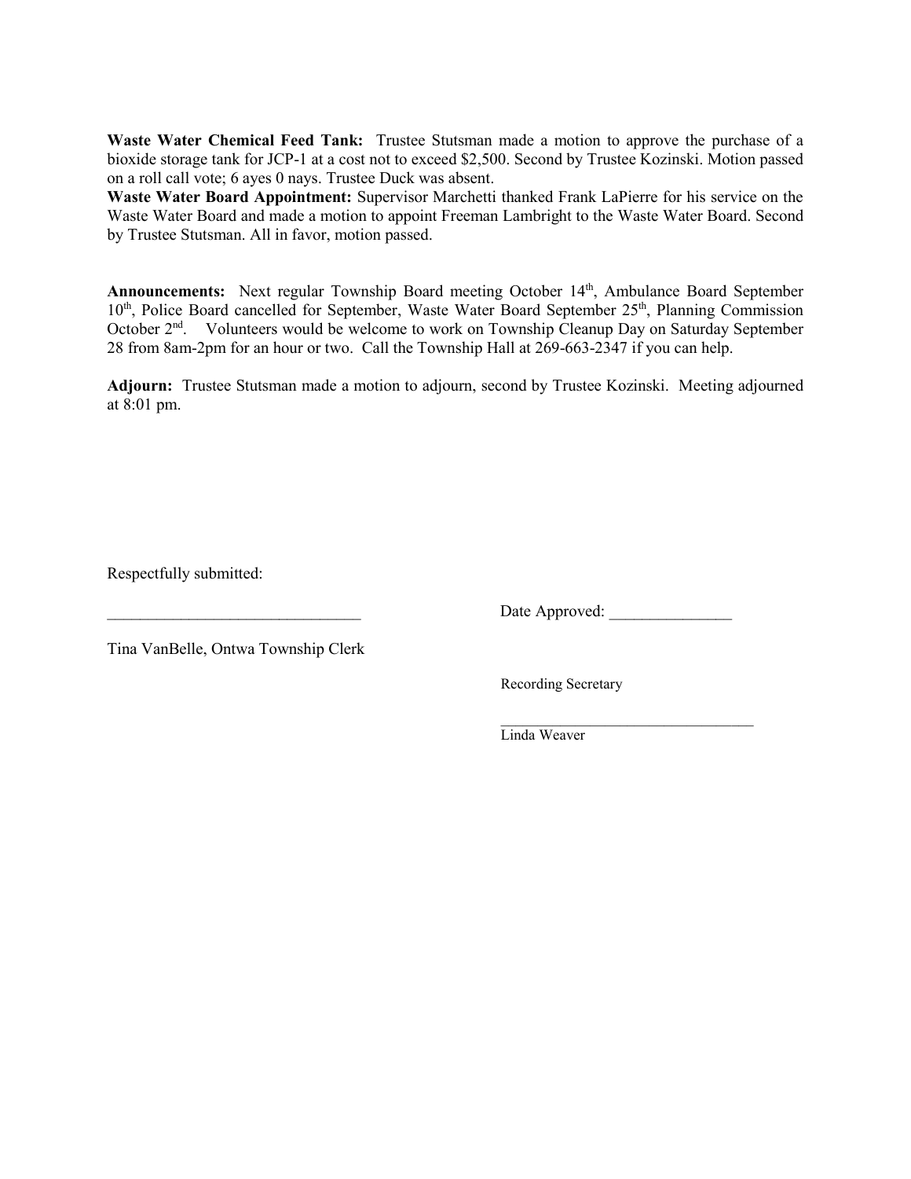**Waste Water Chemical Feed Tank:** Trustee Stutsman made a motion to approve the purchase of a bioxide storage tank for JCP-1 at a cost not to exceed $2,500. Second by Trustee Kozinski. Motion passed on a roll call vote; 6 ayes 0 nays. Trustee Duck was absent.

**Waste Water Board Appointment:** Supervisor Marchetti thanked Frank LaPierre for his service on the Waste Water Board and made a motion to appoint Freeman Lambright to the Waste Water Board. Second by Trustee Stutsman. All in favor, motion passed.

**Announcements:** Next regular Township Board meeting October 14th, Ambulance Board September 10th, Police Board cancelled for September, Waste Water Board September 25th, Planning Commission October 2nd. Volunteers would be welcome to work on Township Cleanup Day on Saturday September 28 from 8am-2pm for an hour or two. Call the Township Hall at 269-663-2347 if you can help.

**Adjourn:** Trustee Stutsman made a motion to adjourn, second by Trustee Kozinski. Meeting adjourned at 8:01 pm.

Respectfully submitted:

_______________________________ Date Approved: _______________

Tina VanBelle, Ontwa Township Clerk

Recording Secretary

_________________________________

Linda Weaver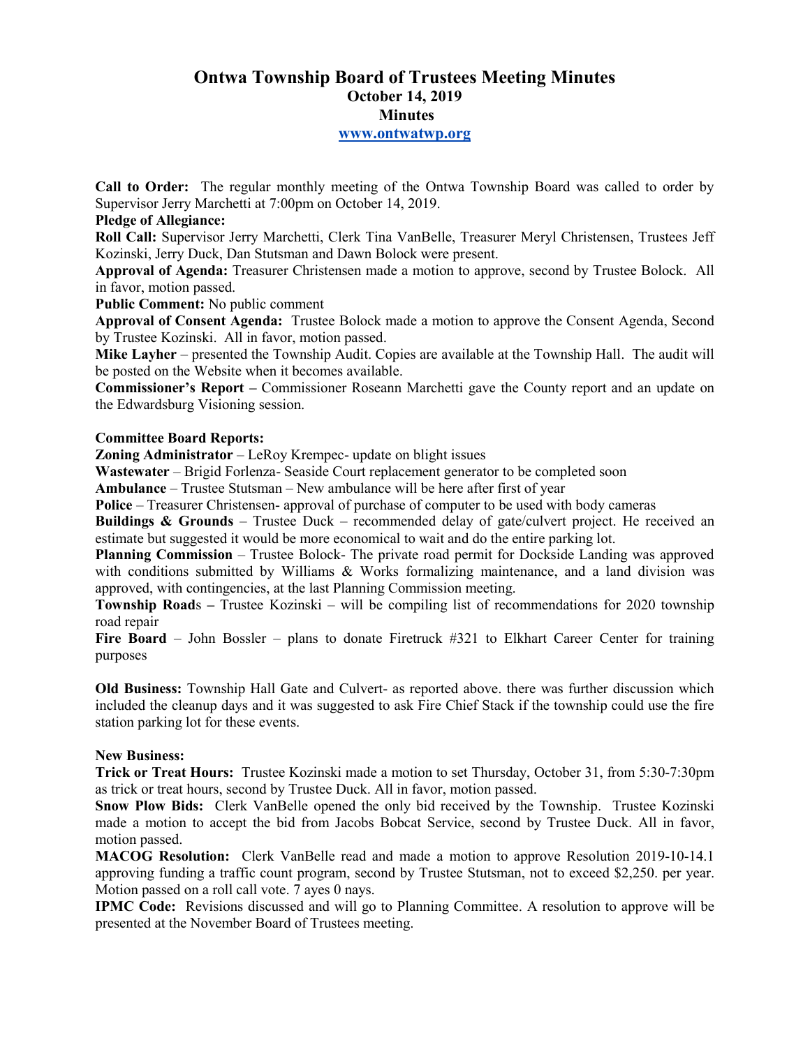# Ontwa Township Board of Trustees Meeting Minutes
## October 14, 2019
## Minutes
### www.ontwatwp.org

**Call to Order:** The regular monthly meeting of the Ontwa Township Board was called to order by Supervisor Jerry Marchetti at 7:00pm on October 14, 2019.

**Pledge of Allegiance:**

**Roll Call:** Supervisor Jerry Marchetti, Clerk Tina VanBelle, Treasurer Meryl Christensen, Trustees Jeff Kozinski, Jerry Duck, Dan Stutsman and Dawn Bolock were present.

**Approval of Agenda:** Treasurer Christensen made a motion to approve, second by Trustee Bolock. All in favor, motion passed.

**Public Comment:** No public comment

**Approval of Consent Agenda:** Trustee Bolock made a motion to approve the Consent Agenda, Second by Trustee Kozinski. All in favor, motion passed.

**Mike Layher** – presented the Township Audit. Copies are available at the Township Hall. The audit will be posted on the Website when it becomes available.

**Commissioner's Report –** Commissioner Roseann Marchetti gave the County report and an update on the Edwardsburg Visioning session.

**Committee Board Reports:**

**Zoning Administrator** – LeRoy Krempec- update on blight issues

**Wastewater** – Brigid Forlenza- Seaside Court replacement generator to be completed soon

**Ambulance** – Trustee Stutsman – New ambulance will be here after first of year

**Police** – Treasurer Christensen- approval of purchase of computer to be used with body cameras

**Buildings & Grounds** – Trustee Duck – recommended delay of gate/culvert project. He received an estimate but suggested it would be more economical to wait and do the entire parking lot.

**Planning Commission** – Trustee Bolock- The private road permit for Dockside Landing was approved with conditions submitted by Williams & Works formalizing maintenance, and a land division was approved, with contingencies, at the last Planning Commission meeting.

**Township Roads –** Trustee Kozinski – will be compiling list of recommendations for 2020 township road repair

**Fire Board** – John Bossler – plans to donate Firetruck #321 to Elkhart Career Center for training purposes

**Old Business:** Township Hall Gate and Culvert- as reported above. there was further discussion which included the cleanup days and it was suggested to ask Fire Chief Stack if the township could use the fire station parking lot for these events.

**New Business:**

**Trick or Treat Hours:** Trustee Kozinski made a motion to set Thursday, October 31, from 5:30-7:30pm as trick or treat hours, second by Trustee Duck. All in favor, motion passed.

**Snow Plow Bids:** Clerk VanBelle opened the only bid received by the Township. Trustee Kozinski made a motion to accept the bid from Jacobs Bobcat Service, second by Trustee Duck. All in favor, motion passed.

**MACOG Resolution:** Clerk VanBelle read and made a motion to approve Resolution 2019-10-14.1 approving funding a traffic count program, second by Trustee Stutsman, not to exceed $2,250. per year. Motion passed on a roll call vote. 7 ayes 0 nays.

**IPMC Code:** Revisions discussed and will go to Planning Committee. A resolution to approve will be presented at the November Board of Trustees meeting.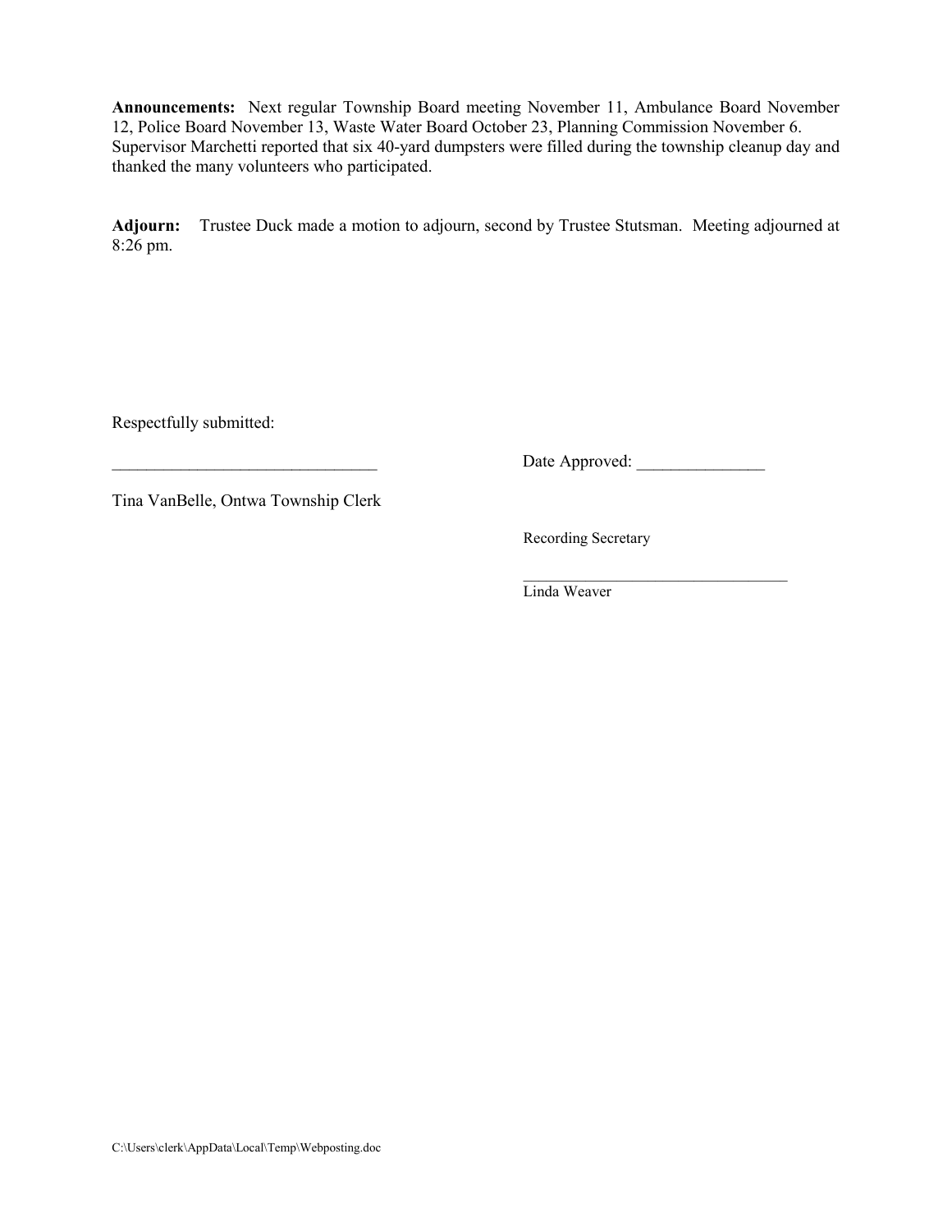**Announcements:** Next regular Township Board meeting November 11, Ambulance Board November 12, Police Board November 13, Waste Water Board October 23, Planning Commission November 6. Supervisor Marchetti reported that six 40-yard dumpsters were filled during the township cleanup day and thanked the many volunteers who participated.

**Adjourn:** Trustee Duck made a motion to adjourn, second by Trustee Stutsman. Meeting adjourned at 8:26 pm.

Respectfully submitted:

_______________________________ Date Approved: _______________

Tina VanBelle, Ontwa Township Clerk

Recording Secretary

_________________________________
Linda Weaver

C:\Users\clerk\AppData\Local\Temp\Webposting.doc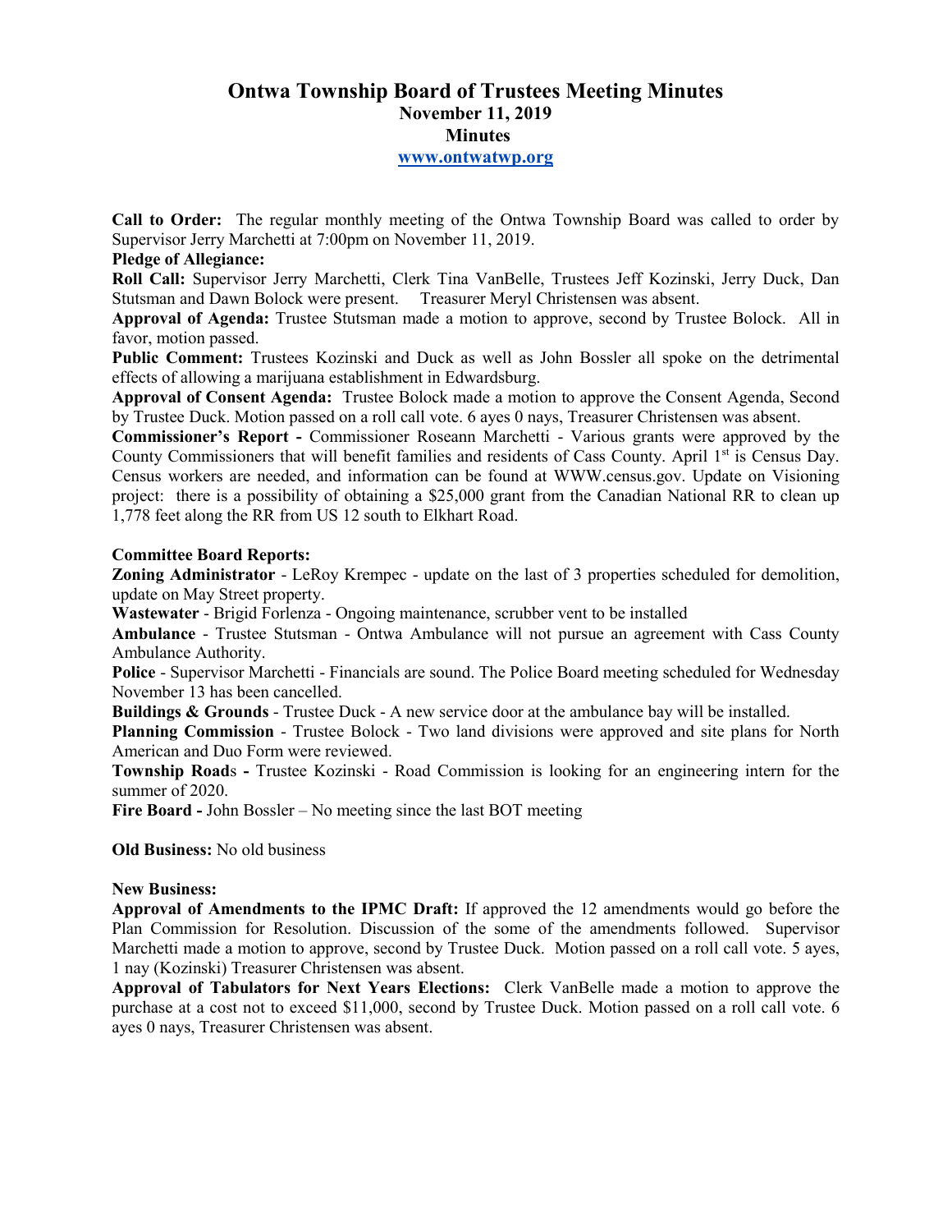# Ontwa Township Board of Trustees Meeting Minutes
## November 11, 2019
## Minutes
## www.ontwatwp.org

**Call to Order:** The regular monthly meeting of the Ontwa Township Board was called to order by Supervisor Jerry Marchetti at 7:00pm on November 11, 2019.

**Pledge of Allegiance:**

**Roll Call:** Supervisor Jerry Marchetti, Clerk Tina VanBelle, Trustees Jeff Kozinski, Jerry Duck, Dan Stutsman and Dawn Bolock were present. Treasurer Meryl Christensen was absent.

**Approval of Agenda:** Trustee Stutsman made a motion to approve, second by Trustee Bolock. All in favor, motion passed.

**Public Comment:** Trustees Kozinski and Duck as well as John Bossler all spoke on the detrimental effects of allowing a marijuana establishment in Edwardsburg.

**Approval of Consent Agenda:** Trustee Bolock made a motion to approve the Consent Agenda, Second by Trustee Duck. Motion passed on a roll call vote. 6 ayes 0 nays, Treasurer Christensen was absent.

**Commissioner's Report -** Commissioner Roseann Marchetti - Various grants were approved by the County Commissioners that will benefit families and residents of Cass County. April 1st is Census Day. Census workers are needed, and information can be found at WWW.census.gov. Update on Visioning project: there is a possibility of obtaining a $25,000 grant from the Canadian National RR to clean up 1,778 feet along the RR from US 12 south to Elkhart Road.

**Committee Board Reports:**

**Zoning Administrator** - LeRoy Krempec - update on the last of 3 properties scheduled for demolition, update on May Street property.

**Wastewater** - Brigid Forlenza - Ongoing maintenance, scrubber vent to be installed

**Ambulance** - Trustee Stutsman - Ontwa Ambulance will not pursue an agreement with Cass County Ambulance Authority.

**Police** - Supervisor Marchetti - Financials are sound. The Police Board meeting scheduled for Wednesday November 13 has been cancelled.

**Buildings & Grounds** - Trustee Duck - A new service door at the ambulance bay will be installed.

**Planning Commission** - Trustee Bolock - Two land divisions were approved and site plans for North American and Duo Form were reviewed.

**Township Roads -** Trustee Kozinski - Road Commission is looking for an engineering intern for the summer of 2020.

**Fire Board -** John Bossler – No meeting since the last BOT meeting

**Old Business:** No old business

**New Business:**

**Approval of Amendments to the IPMC Draft:** If approved the 12 amendments would go before the Plan Commission for Resolution. Discussion of the some of the amendments followed. Supervisor Marchetti made a motion to approve, second by Trustee Duck. Motion passed on a roll call vote. 5 ayes, 1 nay (Kozinski) Treasurer Christensen was absent.

**Approval of Tabulators for Next Years Elections:** Clerk VanBelle made a motion to approve the purchase at a cost not to exceed $11,000, second by Trustee Duck. Motion passed on a roll call vote. 6 ayes 0 nays, Treasurer Christensen was absent.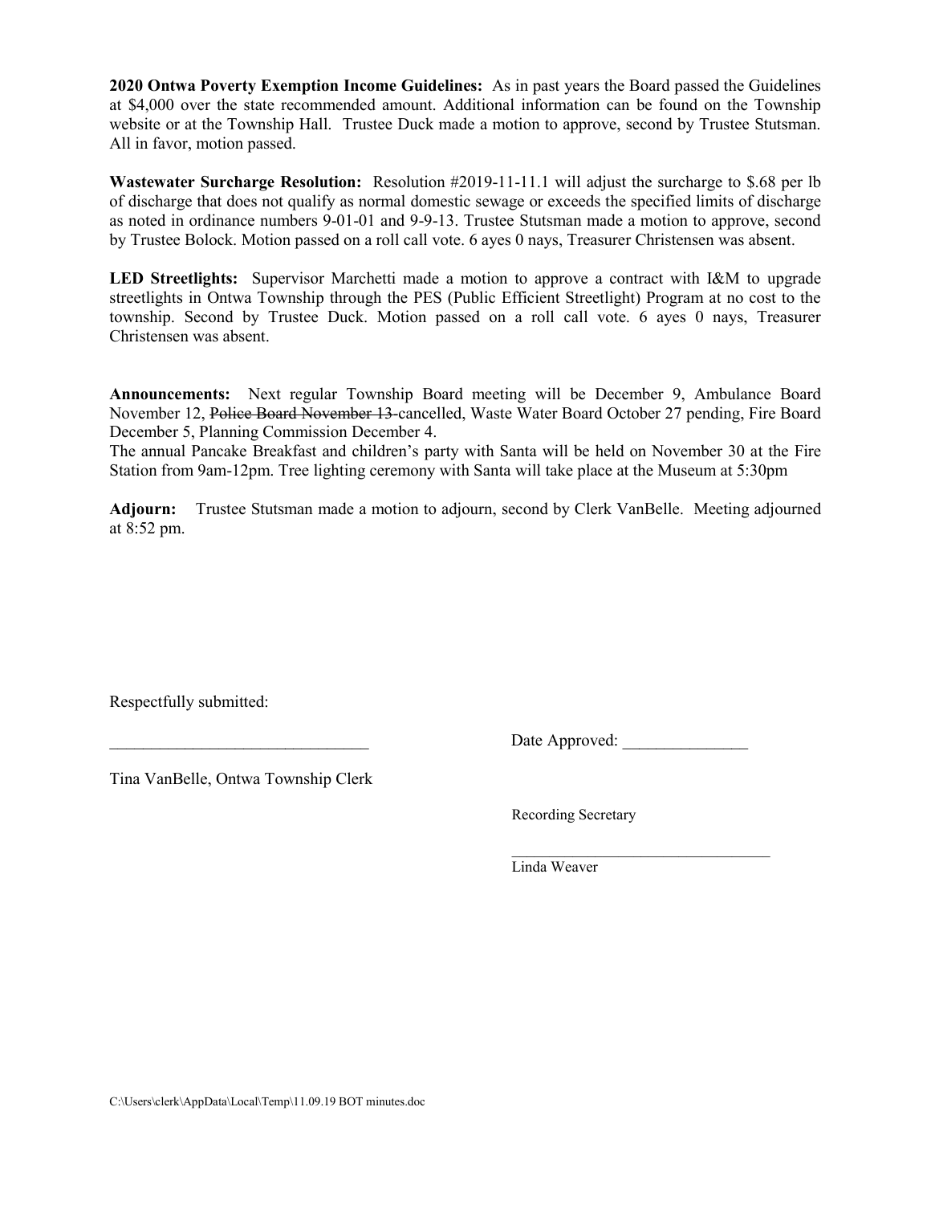**2020 Ontwa Poverty Exemption Income Guidelines:** As in past years the Board passed the Guidelines at $4,000 over the state recommended amount. Additional information can be found on the Township website or at the Township Hall. Trustee Duck made a motion to approve, second by Trustee Stutsman. All in favor, motion passed.

**Wastewater Surcharge Resolution:** Resolution #2019-11-11.1 will adjust the surcharge to $.68 per lb of discharge that does not qualify as normal domestic sewage or exceeds the specified limits of discharge as noted in ordinance numbers 9-01-01 and 9-9-13. Trustee Stutsman made a motion to approve, second by Trustee Bolock. Motion passed on a roll call vote. 6 ayes 0 nays, Treasurer Christensen was absent.

**LED Streetlights:** Supervisor Marchetti made a motion to approve a contract with I&M to upgrade streetlights in Ontwa Township through the PES (Public Efficient Streetlight) Program at no cost to the township. Second by Trustee Duck. Motion passed on a roll call vote. 6 ayes 0 nays, Treasurer Christensen was absent.

**Announcements:** Next regular Township Board meeting will be December 9, Ambulance Board November 12, ~~Police Board November 13~~ cancelled, Waste Water Board October 27 pending, Fire Board December 5, Planning Commission December 4.
The annual Pancake Breakfast and children's party with Santa will be held on November 30 at the Fire Station from 9am-12pm. Tree lighting ceremony with Santa will take place at the Museum at 5:30pm

**Adjourn:** Trustee Stutsman made a motion to adjourn, second by Clerk VanBelle. Meeting adjourned at 8:52 pm.

Respectfully submitted:

_______________________________ Date Approved: _______________

Tina VanBelle, Ontwa Township Clerk

Recording Secretary

_________________________________
Linda Weaver

C:\Users\clerk\AppData\Local\Temp\11.09.19 BOT minutes.doc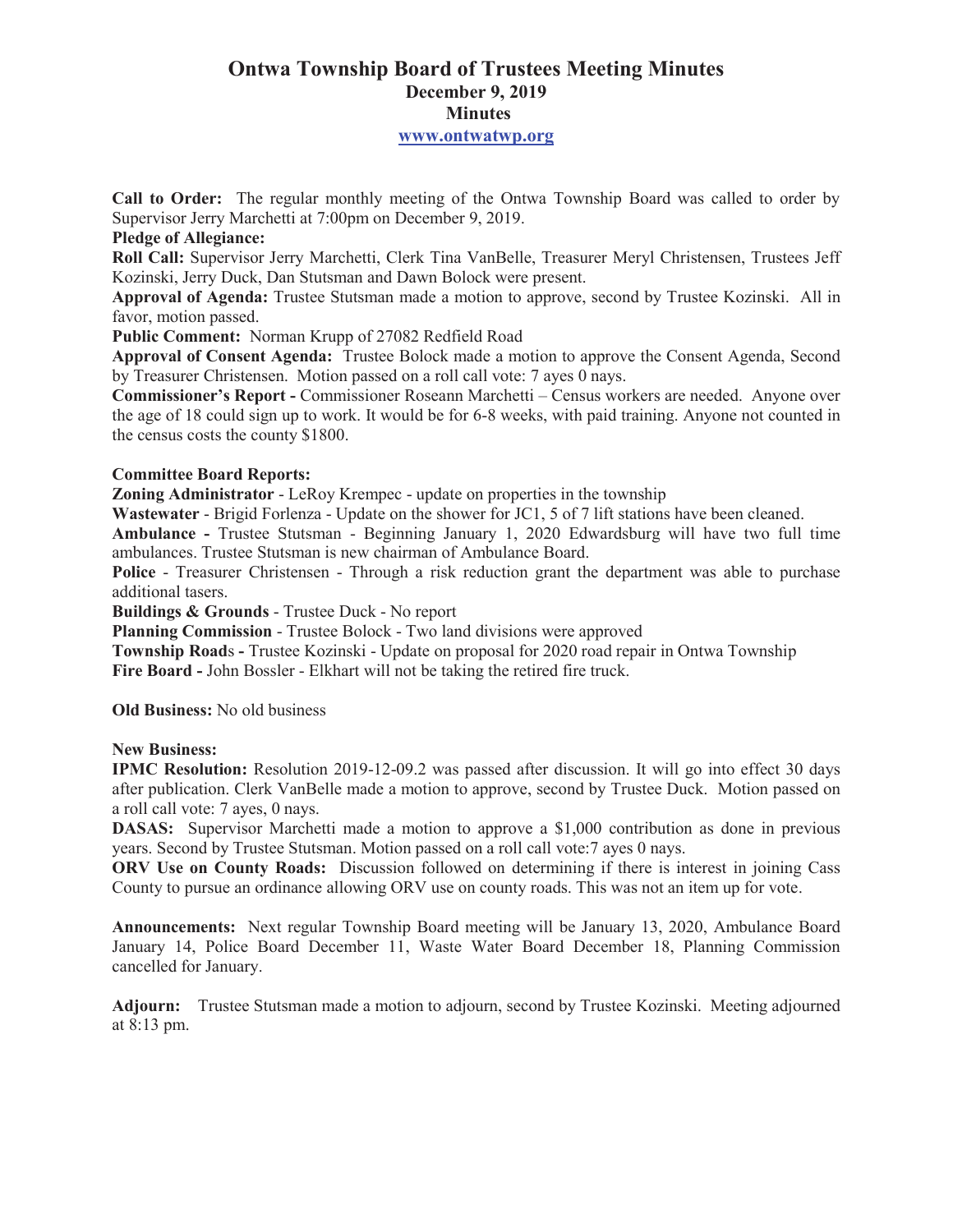# Ontwa Township Board of Trustees Meeting Minutes

## December 9, 2019

## Minutes

**www.ontwatwp.org**

**Call to Order:** The regular monthly meeting of the Ontwa Township Board was called to order by Supervisor Jerry Marchetti at 7:00pm on December 9, 2019.

**Pledge of Allegiance:**

**Roll Call:** Supervisor Jerry Marchetti, Clerk Tina VanBelle, Treasurer Meryl Christensen, Trustees Jeff Kozinski, Jerry Duck, Dan Stutsman and Dawn Bolock were present.

**Approval of Agenda:** Trustee Stutsman made a motion to approve, second by Trustee Kozinski. All in favor, motion passed.

**Public Comment:** Norman Krupp of 27082 Redfield Road

**Approval of Consent Agenda:** Trustee Bolock made a motion to approve the Consent Agenda, Second by Treasurer Christensen. Motion passed on a roll call vote: 7 ayes 0 nays.

**Commissioner's Report -** Commissioner Roseann Marchetti – Census workers are needed. Anyone over the age of 18 could sign up to work. It would be for 6-8 weeks, with paid training. Anyone not counted in the census costs the county $1800.

**Committee Board Reports:**

**Zoning Administrator** - LeRoy Krempec - update on properties in the township

**Wastewater** - Brigid Forlenza - Update on the shower for JC1, 5 of 7 lift stations have been cleaned.

**Ambulance -** Trustee Stutsman - Beginning January 1, 2020 Edwardsburg will have two full time ambulances. Trustee Stutsman is new chairman of Ambulance Board.

**Police** - Treasurer Christensen - Through a risk reduction grant the department was able to purchase additional tasers.

**Buildings & Grounds** - Trustee Duck - No report

**Planning Commission** - Trustee Bolock - Two land divisions were approved

**Township Roads -** Trustee Kozinski - Update on proposal for 2020 road repair in Ontwa Township

**Fire Board -** John Bossler - Elkhart will not be taking the retired fire truck.

**Old Business:** No old business

**New Business:**

**IPMC Resolution:** Resolution 2019-12-09.2 was passed after discussion. It will go into effect 30 days after publication. Clerk VanBelle made a motion to approve, second by Trustee Duck. Motion passed on a roll call vote: 7 ayes, 0 nays.

**DASAS:** Supervisor Marchetti made a motion to approve a $1,000 contribution as done in previous years. Second by Trustee Stutsman. Motion passed on a roll call vote:7 ayes 0 nays.

**ORV Use on County Roads:** Discussion followed on determining if there is interest in joining Cass County to pursue an ordinance allowing ORV use on county roads. This was not an item up for vote.

**Announcements:** Next regular Township Board meeting will be January 13, 2020, Ambulance Board January 14, Police Board December 11, Waste Water Board December 18, Planning Commission cancelled for January.

**Adjourn:** Trustee Stutsman made a motion to adjourn, second by Trustee Kozinski. Meeting adjourned at 8:13 pm.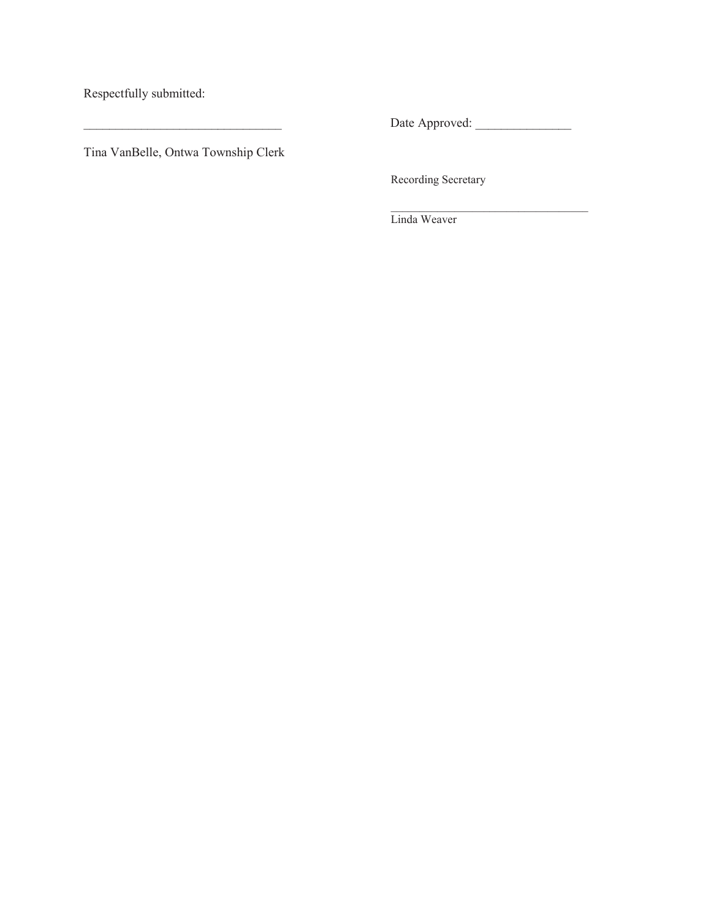Respectfully submitted:

_______________________________ Date Approved: _______________

Tina VanBelle, Ontwa Township Clerk

Recording Secretary

_________________________________
Linda Weaver